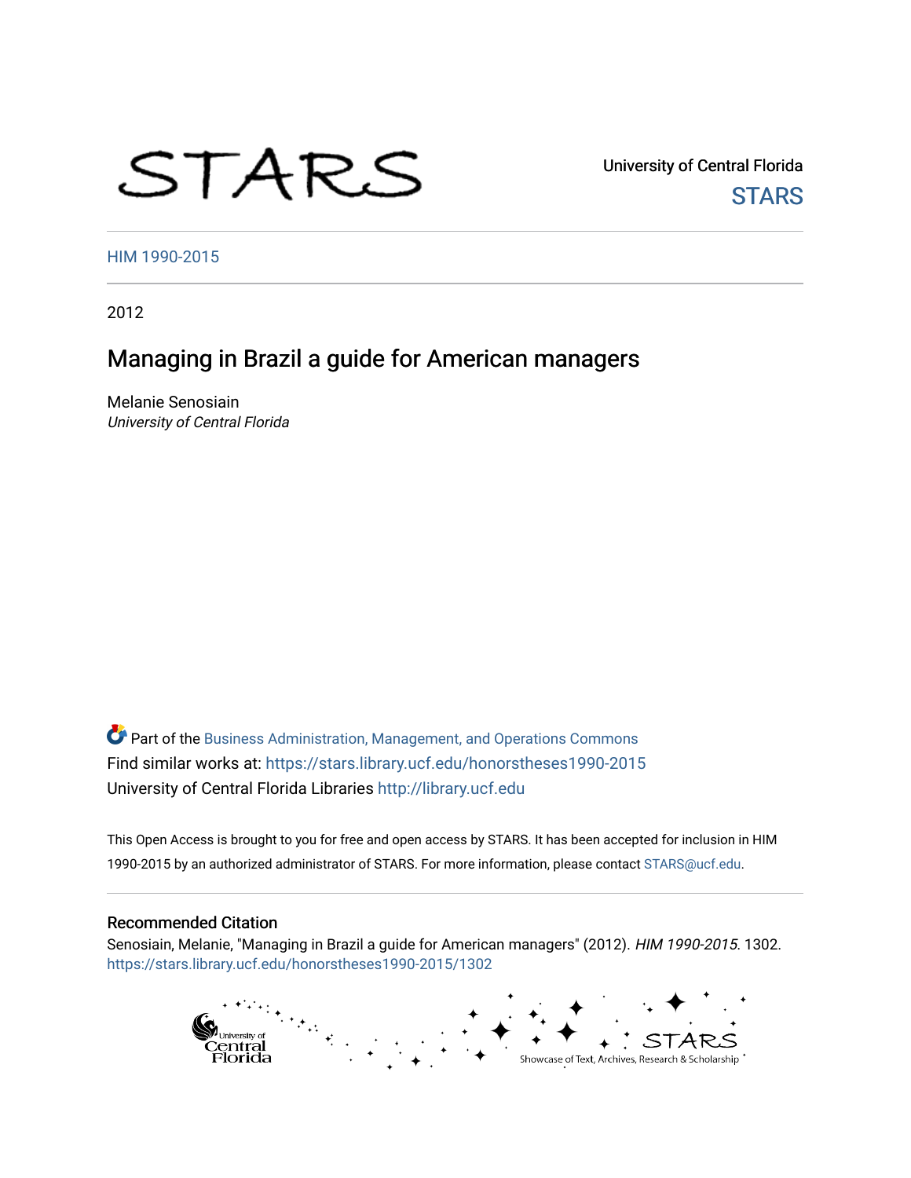STARS

University of Central Florida
STARS

HIM 1990-2015

2012

# Managing in Brazil a guide for American managers

Melanie Senosiain
*University of Central Florida*

Part of the Business Administration, Management, and Operations Commons
Find similar works at: https://stars.library.ucf.edu/honorstheses1990-2015
University of Central Florida Libraries http://library.ucf.edu

This Open Access is brought to you for free and open access by STARS. It has been accepted for inclusion in HIM 1990-2015 by an authorized administrator of STARS. For more information, please contact STARS@ucf.edu.

## Recommended Citation

Senosiain, Melanie, "Managing in Brazil a guide for American managers" (2012). *HIM 1990-2015*. 1302.
https://stars.library.ucf.edu/honorstheses1990-2015/1302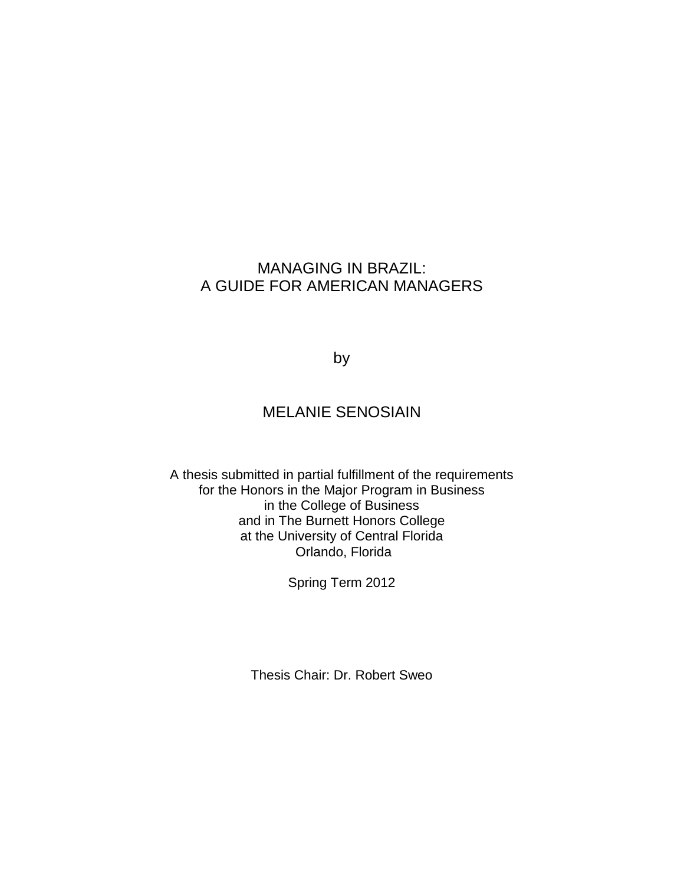# MANAGING IN BRAZIL:
# A GUIDE FOR AMERICAN MANAGERS

by

MELANIE SENOSIAIN

A thesis submitted in partial fulfillment of the requirements
for the Honors in the Major Program in Business
in the College of Business
and in The Burnett Honors College
at the University of Central Florida
Orlando, Florida

Spring Term 2012

Thesis Chair: Dr. Robert Sweo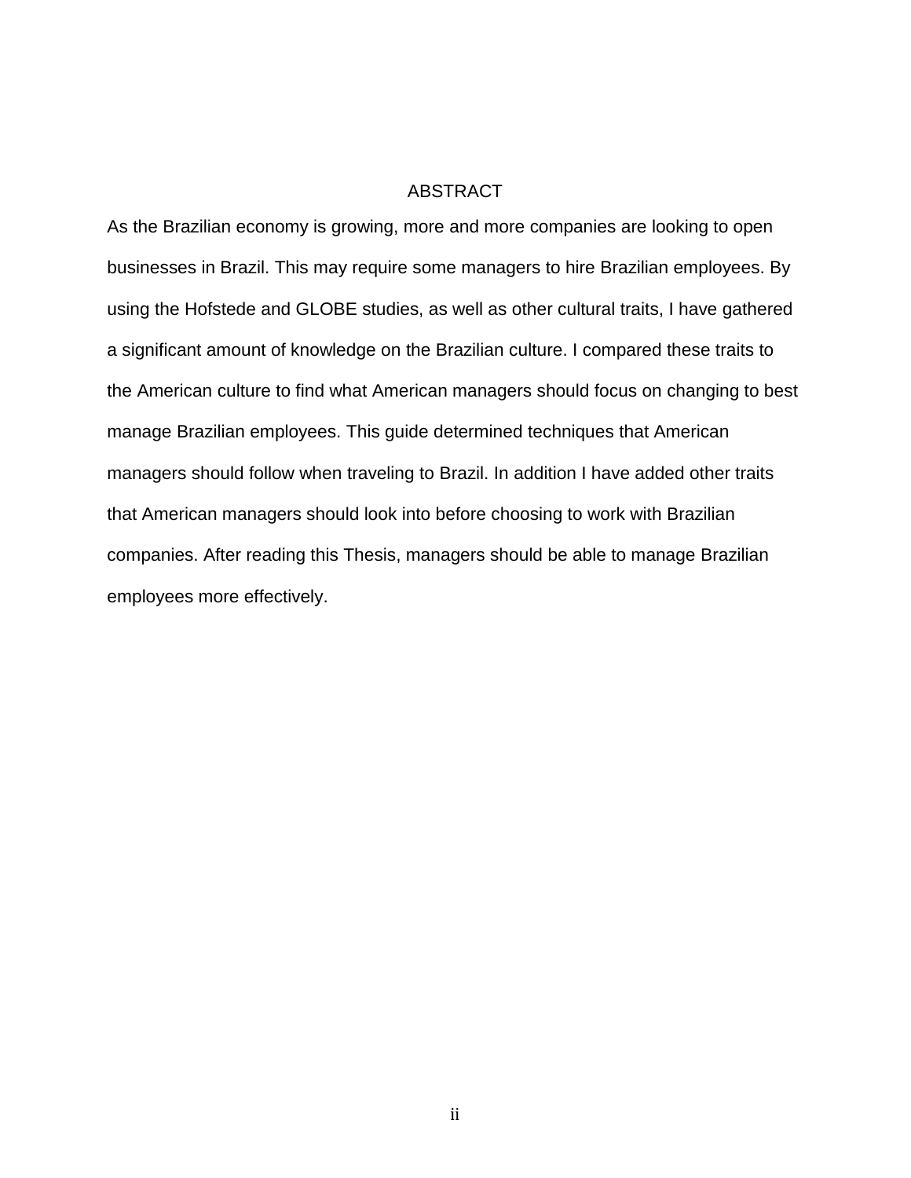# ABSTRACT

As the Brazilian economy is growing, more and more companies are looking to open businesses in Brazil. This may require some managers to hire Brazilian employees. By using the Hofstede and GLOBE studies, as well as other cultural traits, I have gathered a significant amount of knowledge on the Brazilian culture. I compared these traits to the American culture to find what American managers should focus on changing to best manage Brazilian employees. This guide determined techniques that American managers should follow when traveling to Brazil. In addition I have added other traits that American managers should look into before choosing to work with Brazilian companies. After reading this Thesis, managers should be able to manage Brazilian employees more effectively.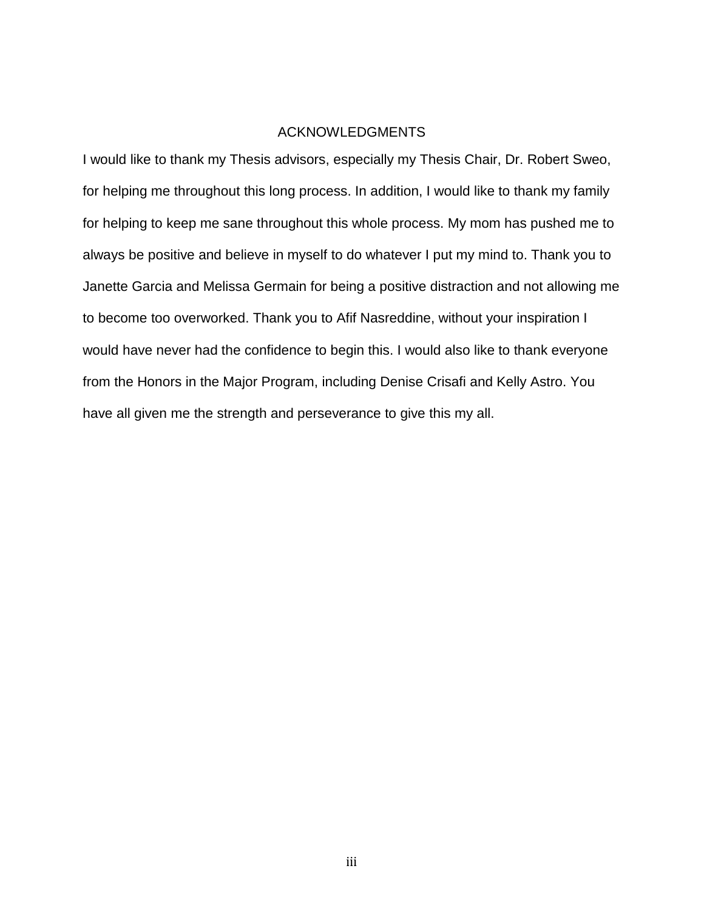# ACKNOWLEDGMENTS

I would like to thank my Thesis advisors, especially my Thesis Chair, Dr. Robert Sweo, for helping me throughout this long process. In addition, I would like to thank my family for helping to keep me sane throughout this whole process. My mom has pushed me to always be positive and believe in myself to do whatever I put my mind to. Thank you to Janette Garcia and Melissa Germain for being a positive distraction and not allowing me to become too overworked. Thank you to Afif Nasreddine, without your inspiration I would have never had the confidence to begin this. I would also like to thank everyone from the Honors in the Major Program, including Denise Crisafi and Kelly Astro. You have all given me the strength and perseverance to give this my all.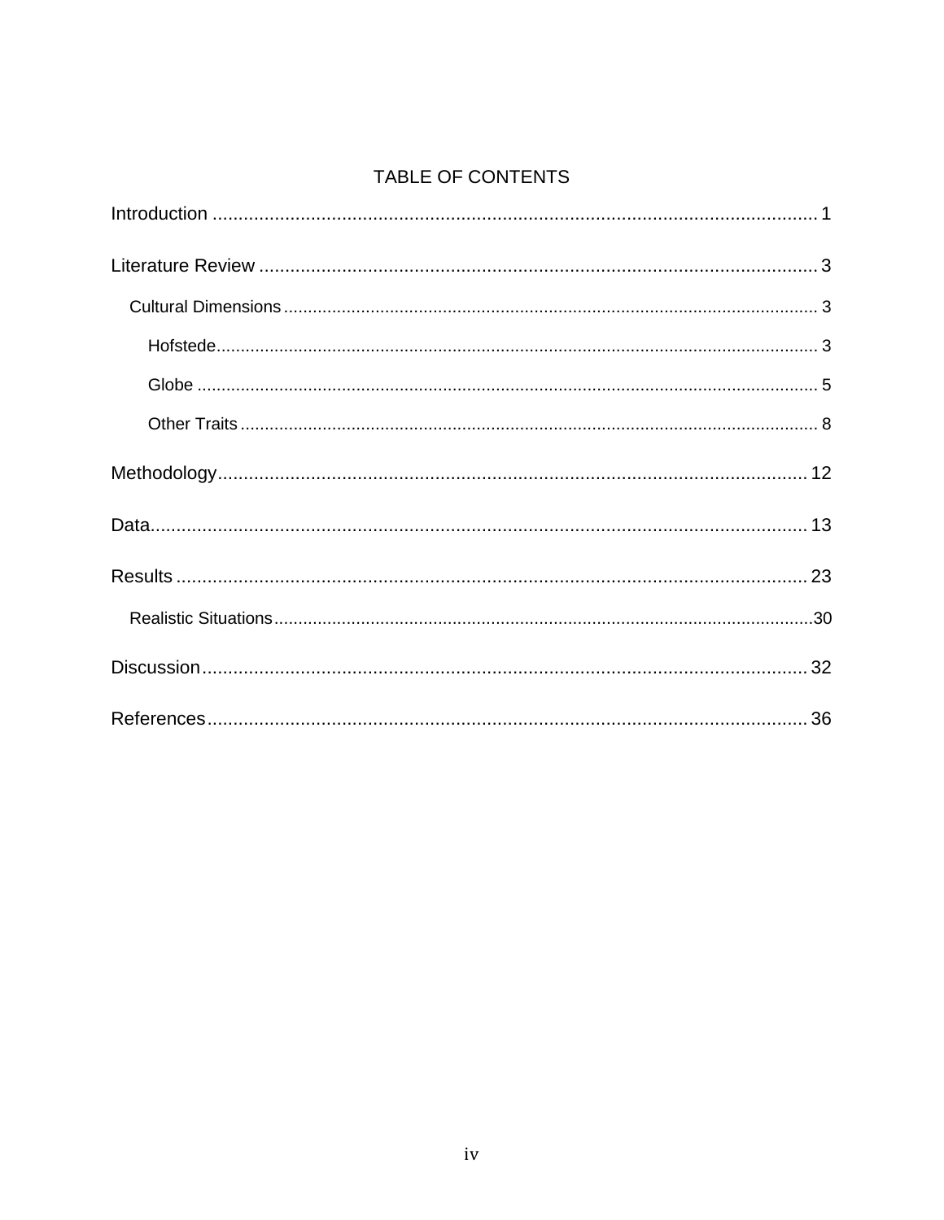# TABLE OF CONTENTS

Introduction ........................................................................................................ 1

Literature Review ................................................................................................ 3

- Cultural Dimensions ........................................................................................ 3
  - Hofstede ...................................................................................................... 3
  - Globe .......................................................................................................... 5
  - Other Traits ................................................................................................. 8

Methodology ...................................................................................................... 12

Data .................................................................................................................... 13

Results ................................................................................................................ 23

- Realistic Situations .......................................................................................... 30

Discussion .......................................................................................................... 32

References .......................................................................................................... 36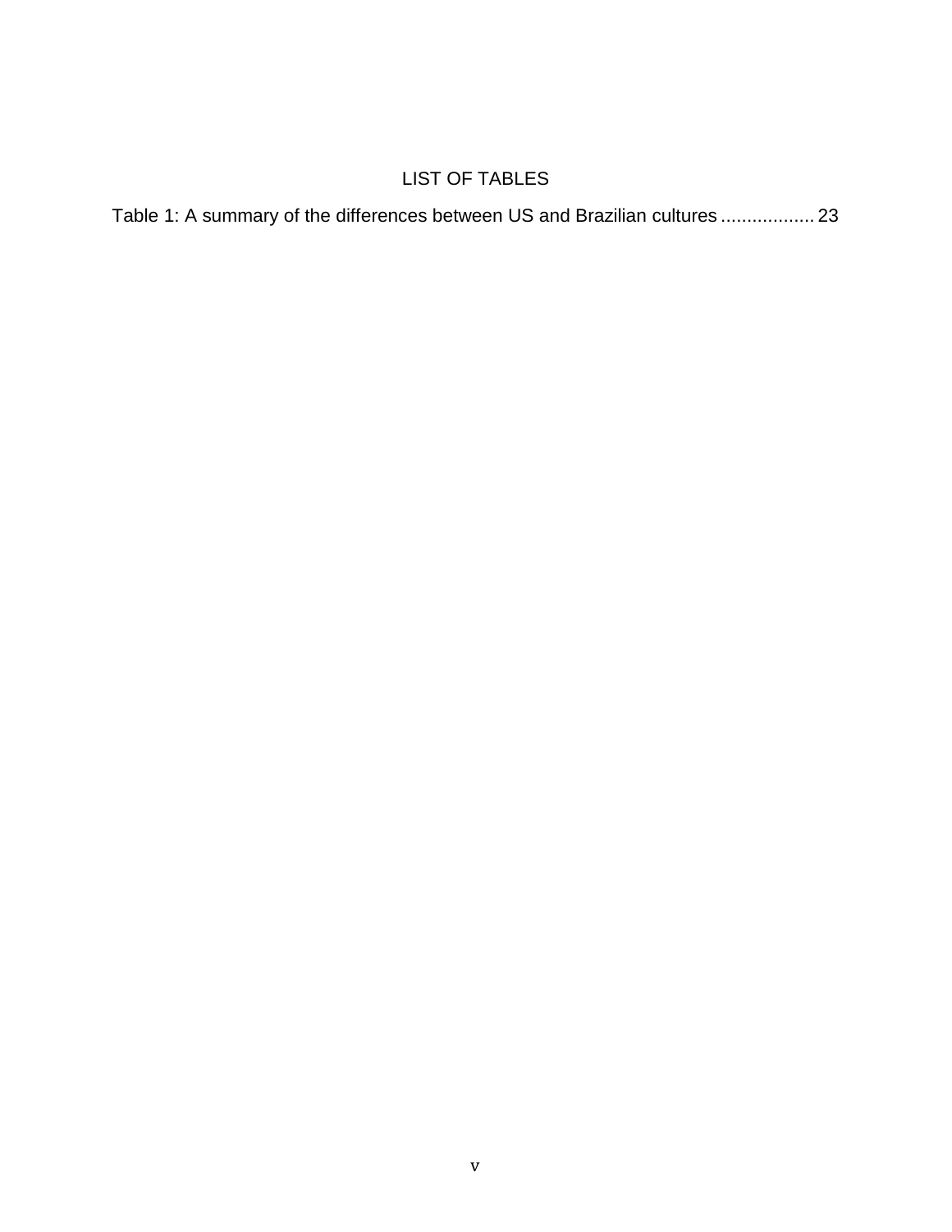# LIST OF TABLES

Table 1: A summary of the differences between US and Brazilian cultures .................. 23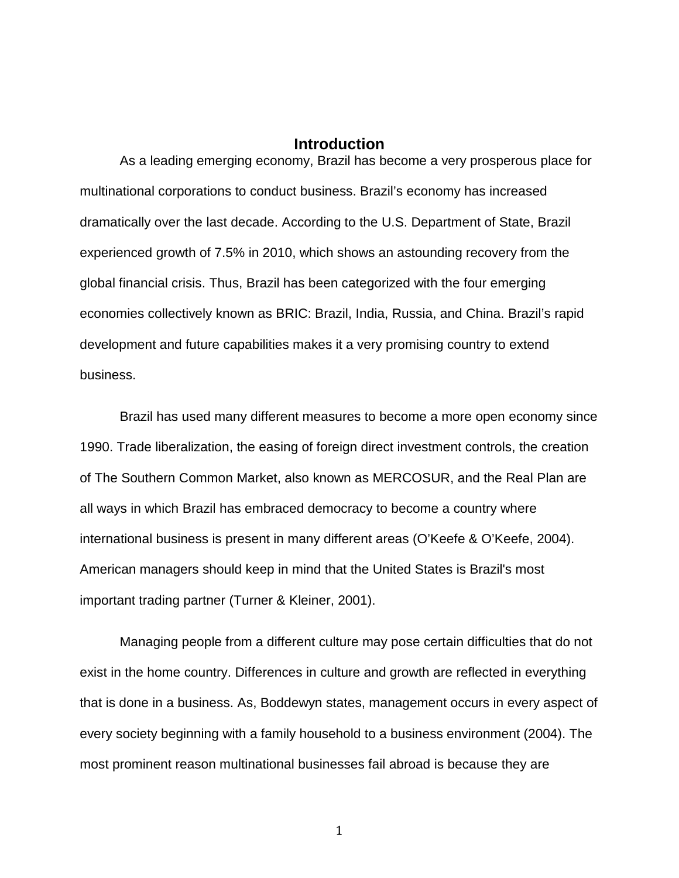# Introduction

As a leading emerging economy, Brazil has become a very prosperous place for multinational corporations to conduct business. Brazil's economy has increased dramatically over the last decade. According to the U.S. Department of State, Brazil experienced growth of 7.5% in 2010, which shows an astounding recovery from the global financial crisis. Thus, Brazil has been categorized with the four emerging economies collectively known as BRIC: Brazil, India, Russia, and China. Brazil's rapid development and future capabilities makes it a very promising country to extend business.

Brazil has used many different measures to become a more open economy since 1990. Trade liberalization, the easing of foreign direct investment controls, the creation of The Southern Common Market, also known as MERCOSUR, and the Real Plan are all ways in which Brazil has embraced democracy to become a country where international business is present in many different areas (O'Keefe & O'Keefe, 2004). American managers should keep in mind that the United States is Brazil's most important trading partner (Turner & Kleiner, 2001).

Managing people from a different culture may pose certain difficulties that do not exist in the home country. Differences in culture and growth are reflected in everything that is done in a business. As, Boddewyn states, management occurs in every aspect of every society beginning with a family household to a business environment (2004). The most prominent reason multinational businesses fail abroad is because they are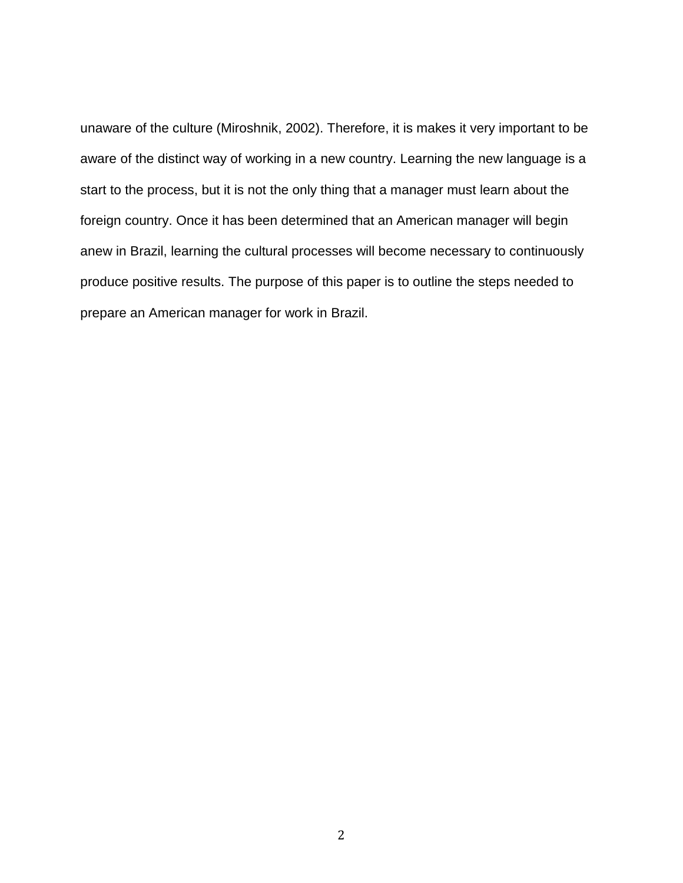unaware of the culture (Miroshnik, 2002). Therefore, it is makes it very important to be aware of the distinct way of working in a new country. Learning the new language is a start to the process, but it is not the only thing that a manager must learn about the foreign country. Once it has been determined that an American manager will begin anew in Brazil, learning the cultural processes will become necessary to continuously produce positive results. The purpose of this paper is to outline the steps needed to prepare an American manager for work in Brazil.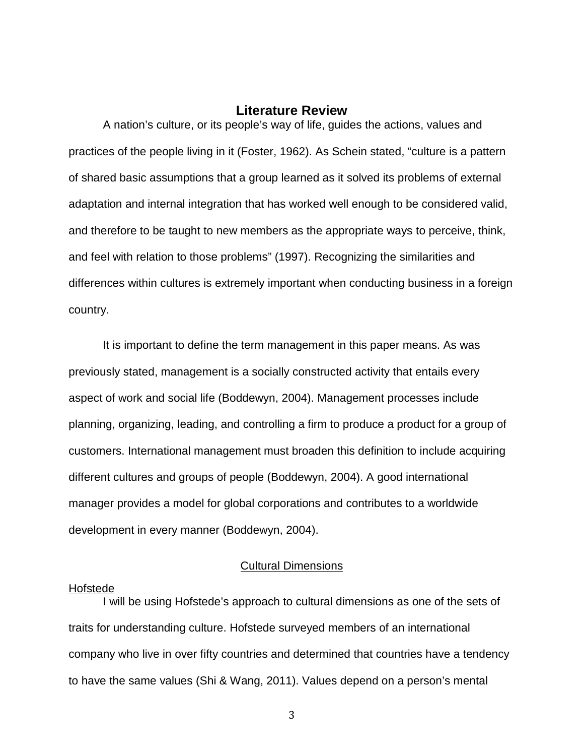# Literature Review

A nation's culture, or its people's way of life, guides the actions, values and practices of the people living in it (Foster, 1962). As Schein stated, "culture is a pattern of shared basic assumptions that a group learned as it solved its problems of external adaptation and internal integration that has worked well enough to be considered valid, and therefore to be taught to new members as the appropriate ways to perceive, think, and feel with relation to those problems" (1997). Recognizing the similarities and differences within cultures is extremely important when conducting business in a foreign country.

It is important to define the term management in this paper means. As was previously stated, management is a socially constructed activity that entails every aspect of work and social life (Boddewyn, 2004). Management processes include planning, organizing, leading, and controlling a firm to produce a product for a group of customers. International management must broaden this definition to include acquiring different cultures and groups of people (Boddewyn, 2004). A good international manager provides a model for global corporations and contributes to a worldwide development in every manner (Boddewyn, 2004).

## Cultural Dimensions

### Hofstede

I will be using Hofstede's approach to cultural dimensions as one of the sets of traits for understanding culture. Hofstede surveyed members of an international company who live in over fifty countries and determined that countries have a tendency to have the same values (Shi & Wang, 2011). Values depend on a person's mental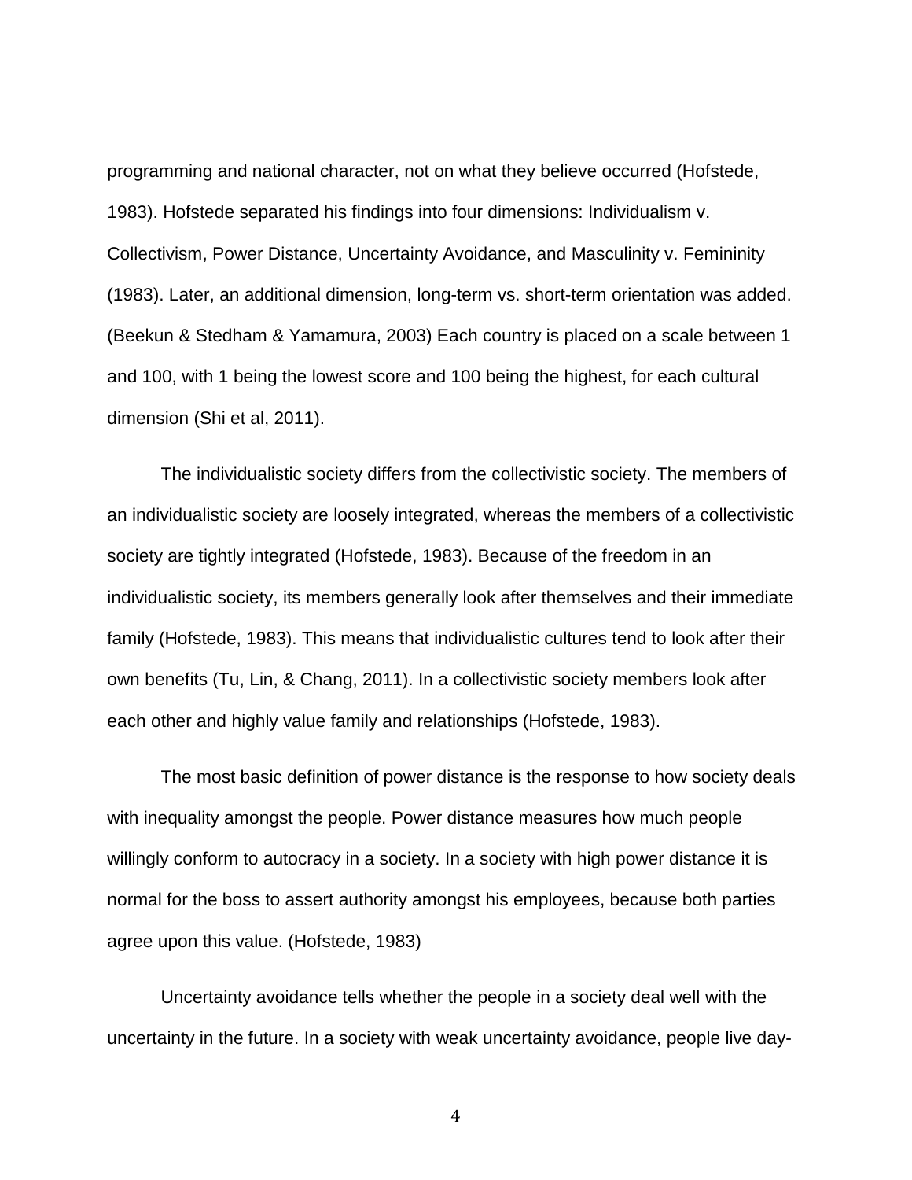programming and national character, not on what they believe occurred (Hofstede, 1983). Hofstede separated his findings into four dimensions: Individualism v. Collectivism, Power Distance, Uncertainty Avoidance, and Masculinity v. Femininity (1983). Later, an additional dimension, long-term vs. short-term orientation was added. (Beekun & Stedham & Yamamura, 2003) Each country is placed on a scale between 1 and 100, with 1 being the lowest score and 100 being the highest, for each cultural dimension (Shi et al, 2011).

The individualistic society differs from the collectivistic society. The members of an individualistic society are loosely integrated, whereas the members of a collectivistic society are tightly integrated (Hofstede, 1983). Because of the freedom in an individualistic society, its members generally look after themselves and their immediate family (Hofstede, 1983). This means that individualistic cultures tend to look after their own benefits (Tu, Lin, & Chang, 2011). In a collectivistic society members look after each other and highly value family and relationships (Hofstede, 1983).

The most basic definition of power distance is the response to how society deals with inequality amongst the people. Power distance measures how much people willingly conform to autocracy in a society. In a society with high power distance it is normal for the boss to assert authority amongst his employees, because both parties agree upon this value. (Hofstede, 1983)

Uncertainty avoidance tells whether the people in a society deal well with the uncertainty in the future. In a society with weak uncertainty avoidance, people live day-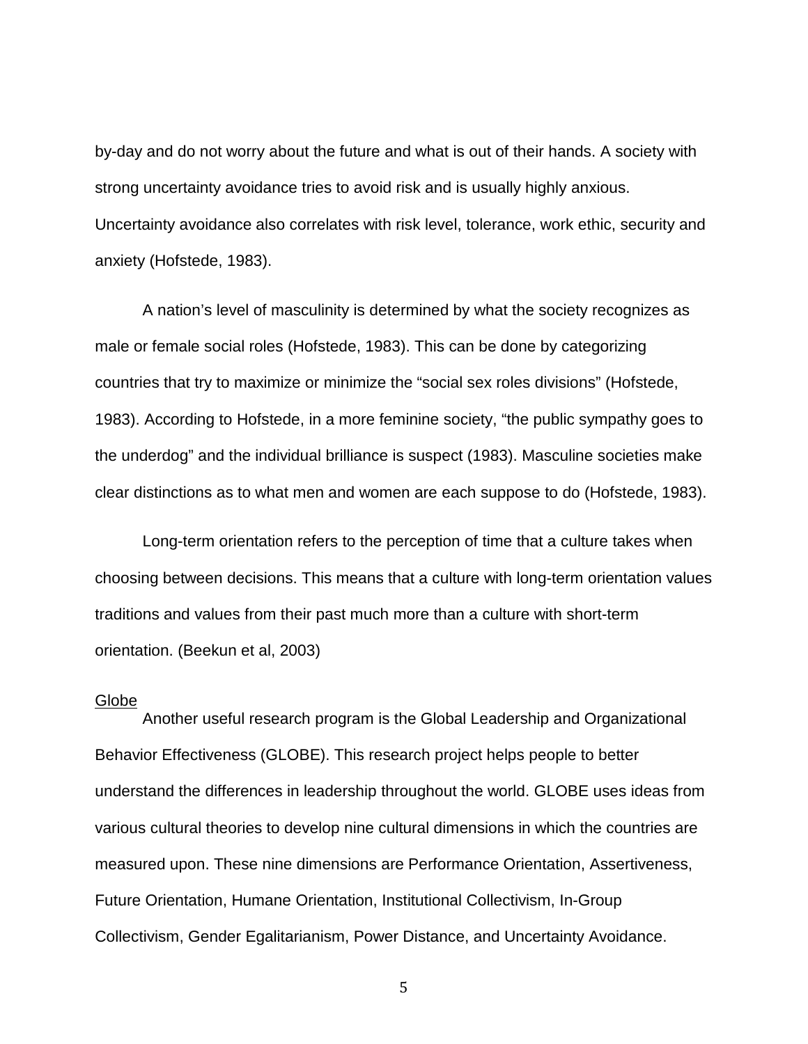by-day and do not worry about the future and what is out of their hands. A society with strong uncertainty avoidance tries to avoid risk and is usually highly anxious. Uncertainty avoidance also correlates with risk level, tolerance, work ethic, security and anxiety (Hofstede, 1983).

A nation's level of masculinity is determined by what the society recognizes as male or female social roles (Hofstede, 1983). This can be done by categorizing countries that try to maximize or minimize the "social sex roles divisions" (Hofstede, 1983). According to Hofstede, in a more feminine society, "the public sympathy goes to the underdog" and the individual brilliance is suspect (1983). Masculine societies make clear distinctions as to what men and women are each suppose to do (Hofstede, 1983).

Long-term orientation refers to the perception of time that a culture takes when choosing between decisions. This means that a culture with long-term orientation values traditions and values from their past much more than a culture with short-term orientation. (Beekun et al, 2003)

### Globe

Another useful research program is the Global Leadership and Organizational Behavior Effectiveness (GLOBE). This research project helps people to better understand the differences in leadership throughout the world. GLOBE uses ideas from various cultural theories to develop nine cultural dimensions in which the countries are measured upon. These nine dimensions are Performance Orientation, Assertiveness, Future Orientation, Humane Orientation, Institutional Collectivism, In-Group Collectivism, Gender Egalitarianism, Power Distance, and Uncertainty Avoidance.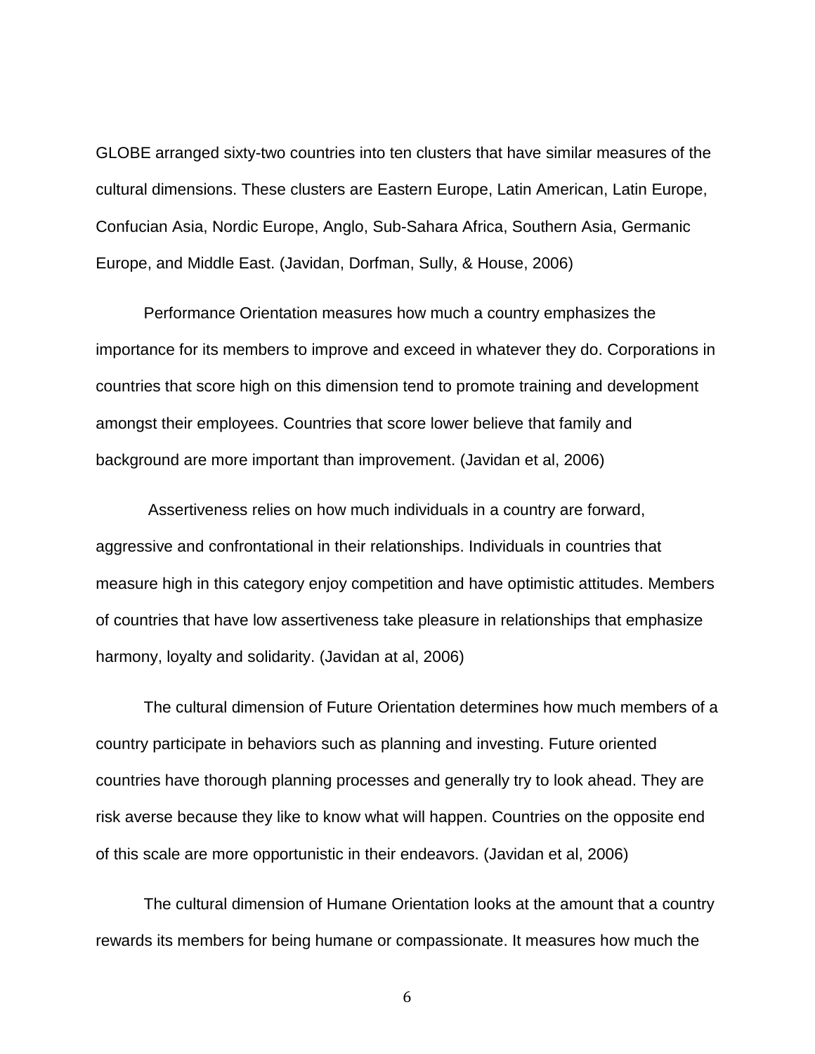GLOBE arranged sixty-two countries into ten clusters that have similar measures of the cultural dimensions. These clusters are Eastern Europe, Latin American, Latin Europe, Confucian Asia, Nordic Europe, Anglo, Sub-Sahara Africa, Southern Asia, Germanic Europe, and Middle East. (Javidan, Dorfman, Sully, & House, 2006)

Performance Orientation measures how much a country emphasizes the importance for its members to improve and exceed in whatever they do. Corporations in countries that score high on this dimension tend to promote training and development amongst their employees. Countries that score lower believe that family and background are more important than improvement. (Javidan et al, 2006)

Assertiveness relies on how much individuals in a country are forward, aggressive and confrontational in their relationships. Individuals in countries that measure high in this category enjoy competition and have optimistic attitudes. Members of countries that have low assertiveness take pleasure in relationships that emphasize harmony, loyalty and solidarity. (Javidan at al, 2006)

The cultural dimension of Future Orientation determines how much members of a country participate in behaviors such as planning and investing. Future oriented countries have thorough planning processes and generally try to look ahead. They are risk averse because they like to know what will happen. Countries on the opposite end of this scale are more opportunistic in their endeavors. (Javidan et al, 2006)

The cultural dimension of Humane Orientation looks at the amount that a country rewards its members for being humane or compassionate. It measures how much the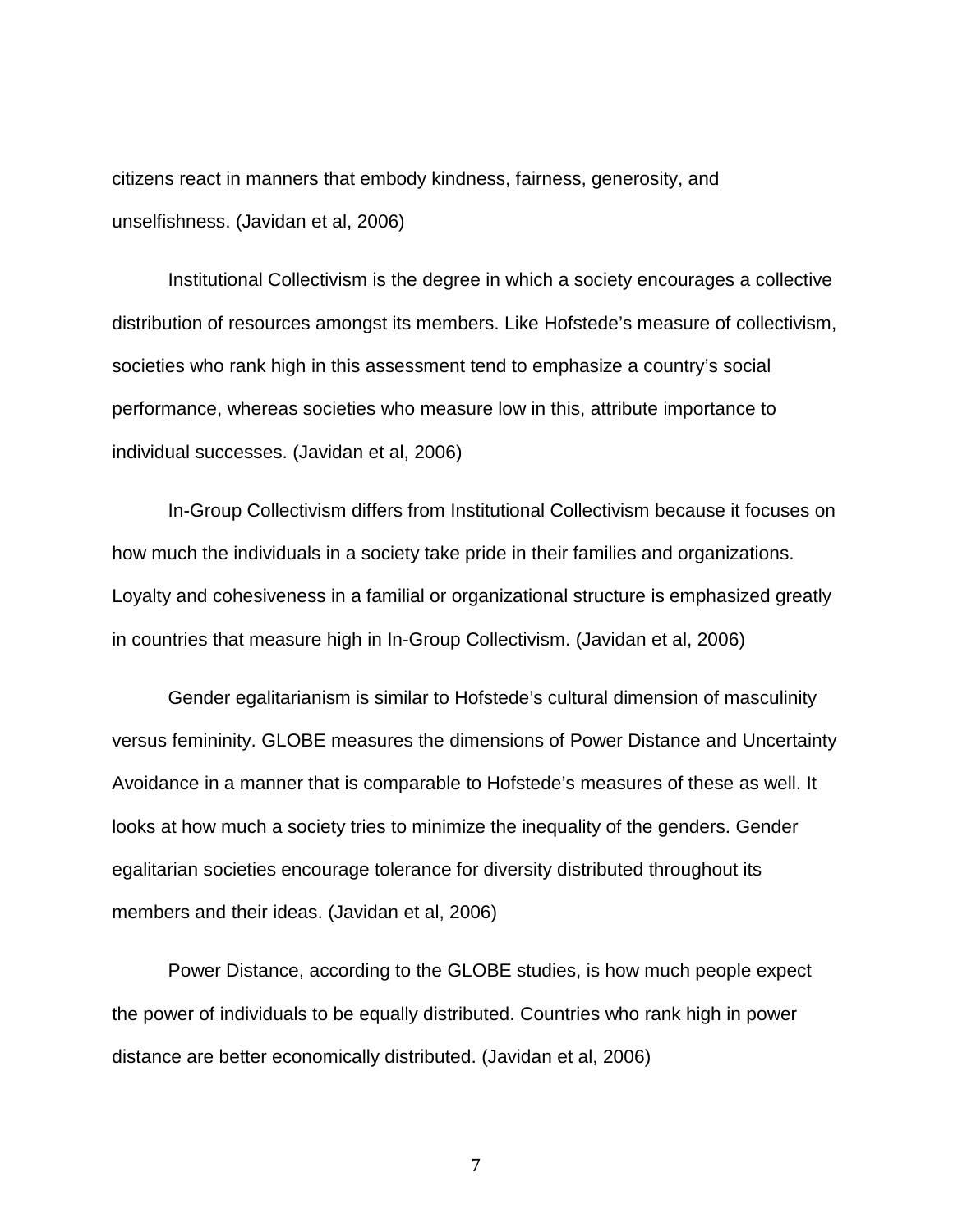citizens react in manners that embody kindness, fairness, generosity, and unselfishness. (Javidan et al, 2006)

Institutional Collectivism is the degree in which a society encourages a collective distribution of resources amongst its members. Like Hofstede's measure of collectivism, societies who rank high in this assessment tend to emphasize a country's social performance, whereas societies who measure low in this, attribute importance to individual successes. (Javidan et al, 2006)

In-Group Collectivism differs from Institutional Collectivism because it focuses on how much the individuals in a society take pride in their families and organizations. Loyalty and cohesiveness in a familial or organizational structure is emphasized greatly in countries that measure high in In-Group Collectivism. (Javidan et al, 2006)

Gender egalitarianism is similar to Hofstede's cultural dimension of masculinity versus femininity. GLOBE measures the dimensions of Power Distance and Uncertainty Avoidance in a manner that is comparable to Hofstede's measures of these as well. It looks at how much a society tries to minimize the inequality of the genders. Gender egalitarian societies encourage tolerance for diversity distributed throughout its members and their ideas. (Javidan et al, 2006)

Power Distance, according to the GLOBE studies, is how much people expect the power of individuals to be equally distributed. Countries who rank high in power distance are better economically distributed. (Javidan et al, 2006)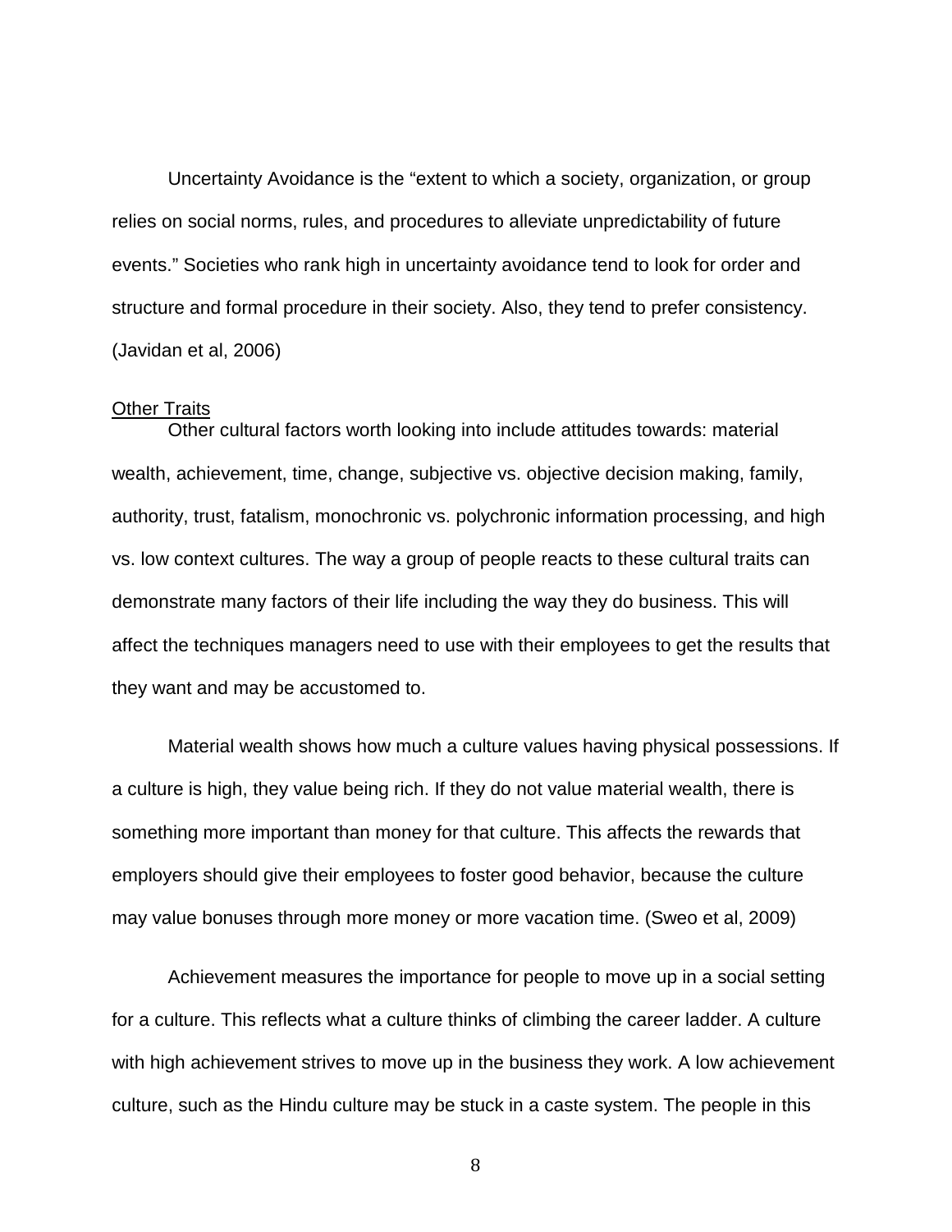Uncertainty Avoidance is the "extent to which a society, organization, or group relies on social norms, rules, and procedures to alleviate unpredictability of future events." Societies who rank high in uncertainty avoidance tend to look for order and structure and formal procedure in their society. Also, they tend to prefer consistency. (Javidan et al, 2006)

<u>Other Traits</u>

Other cultural factors worth looking into include attitudes towards: material wealth, achievement, time, change, subjective vs. objective decision making, family, authority, trust, fatalism, monochronic vs. polychronic information processing, and high vs. low context cultures. The way a group of people reacts to these cultural traits can demonstrate many factors of their life including the way they do business. This will affect the techniques managers need to use with their employees to get the results that they want and may be accustomed to.

Material wealth shows how much a culture values having physical possessions. If a culture is high, they value being rich. If they do not value material wealth, there is something more important than money for that culture. This affects the rewards that employers should give their employees to foster good behavior, because the culture may value bonuses through more money or more vacation time. (Sweo et al, 2009)

Achievement measures the importance for people to move up in a social setting for a culture. This reflects what a culture thinks of climbing the career ladder. A culture with high achievement strives to move up in the business they work. A low achievement culture, such as the Hindu culture may be stuck in a caste system. The people in this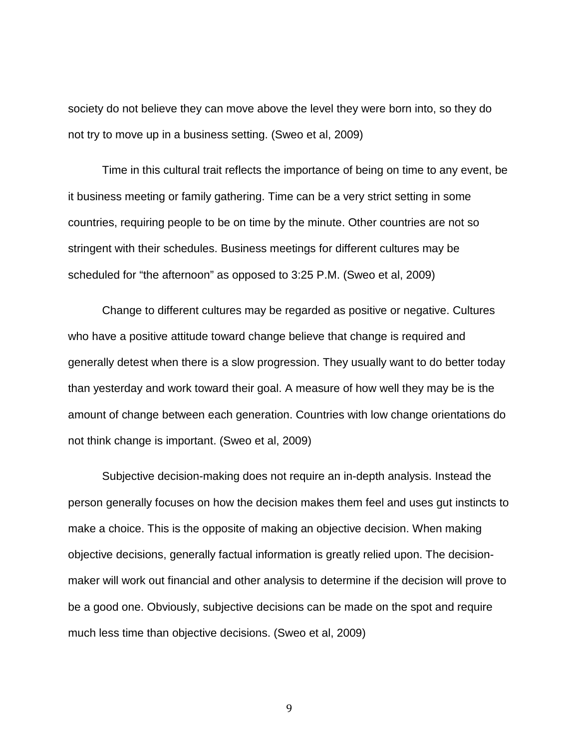society do not believe they can move above the level they were born into, so they do not try to move up in a business setting. (Sweo et al, 2009)

Time in this cultural trait reflects the importance of being on time to any event, be it business meeting or family gathering. Time can be a very strict setting in some countries, requiring people to be on time by the minute. Other countries are not so stringent with their schedules. Business meetings for different cultures may be scheduled for “the afternoon” as opposed to 3:25 P.M. (Sweo et al, 2009)

Change to different cultures may be regarded as positive or negative. Cultures who have a positive attitude toward change believe that change is required and generally detest when there is a slow progression. They usually want to do better today than yesterday and work toward their goal. A measure of how well they may be is the amount of change between each generation. Countries with low change orientations do not think change is important. (Sweo et al, 2009)

Subjective decision-making does not require an in-depth analysis. Instead the person generally focuses on how the decision makes them feel and uses gut instincts to make a choice. This is the opposite of making an objective decision. When making objective decisions, generally factual information is greatly relied upon. The decision-maker will work out financial and other analysis to determine if the decision will prove to be a good one. Obviously, subjective decisions can be made on the spot and require much less time than objective decisions. (Sweo et al, 2009)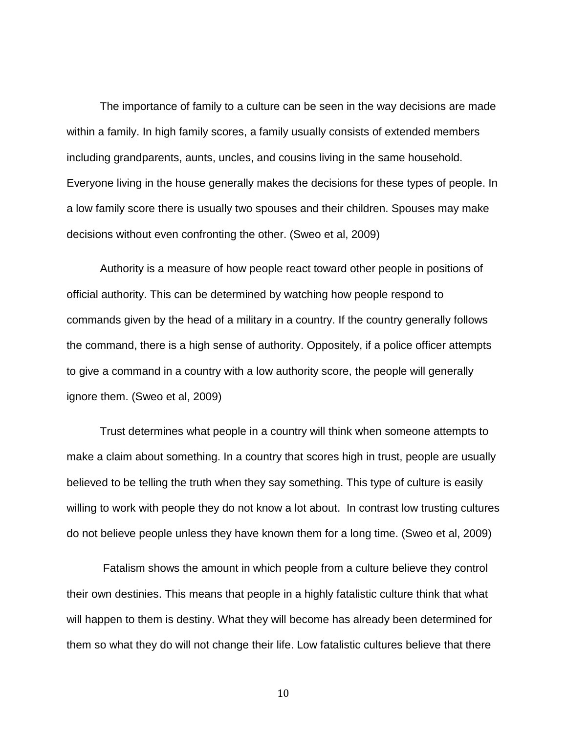The importance of family to a culture can be seen in the way decisions are made within a family. In high family scores, a family usually consists of extended members including grandparents, aunts, uncles, and cousins living in the same household. Everyone living in the house generally makes the decisions for these types of people. In a low family score there is usually two spouses and their children. Spouses may make decisions without even confronting the other. (Sweo et al, 2009)

Authority is a measure of how people react toward other people in positions of official authority. This can be determined by watching how people respond to commands given by the head of a military in a country. If the country generally follows the command, there is a high sense of authority. Oppositely, if a police officer attempts to give a command in a country with a low authority score, the people will generally ignore them. (Sweo et al, 2009)

Trust determines what people in a country will think when someone attempts to make a claim about something. In a country that scores high in trust, people are usually believed to be telling the truth when they say something. This type of culture is easily willing to work with people they do not know a lot about. In contrast low trusting cultures do not believe people unless they have known them for a long time. (Sweo et al, 2009)

Fatalism shows the amount in which people from a culture believe they control their own destinies. This means that people in a highly fatalistic culture think that what will happen to them is destiny. What they will become has already been determined for them so what they do will not change their life. Low fatalistic cultures believe that there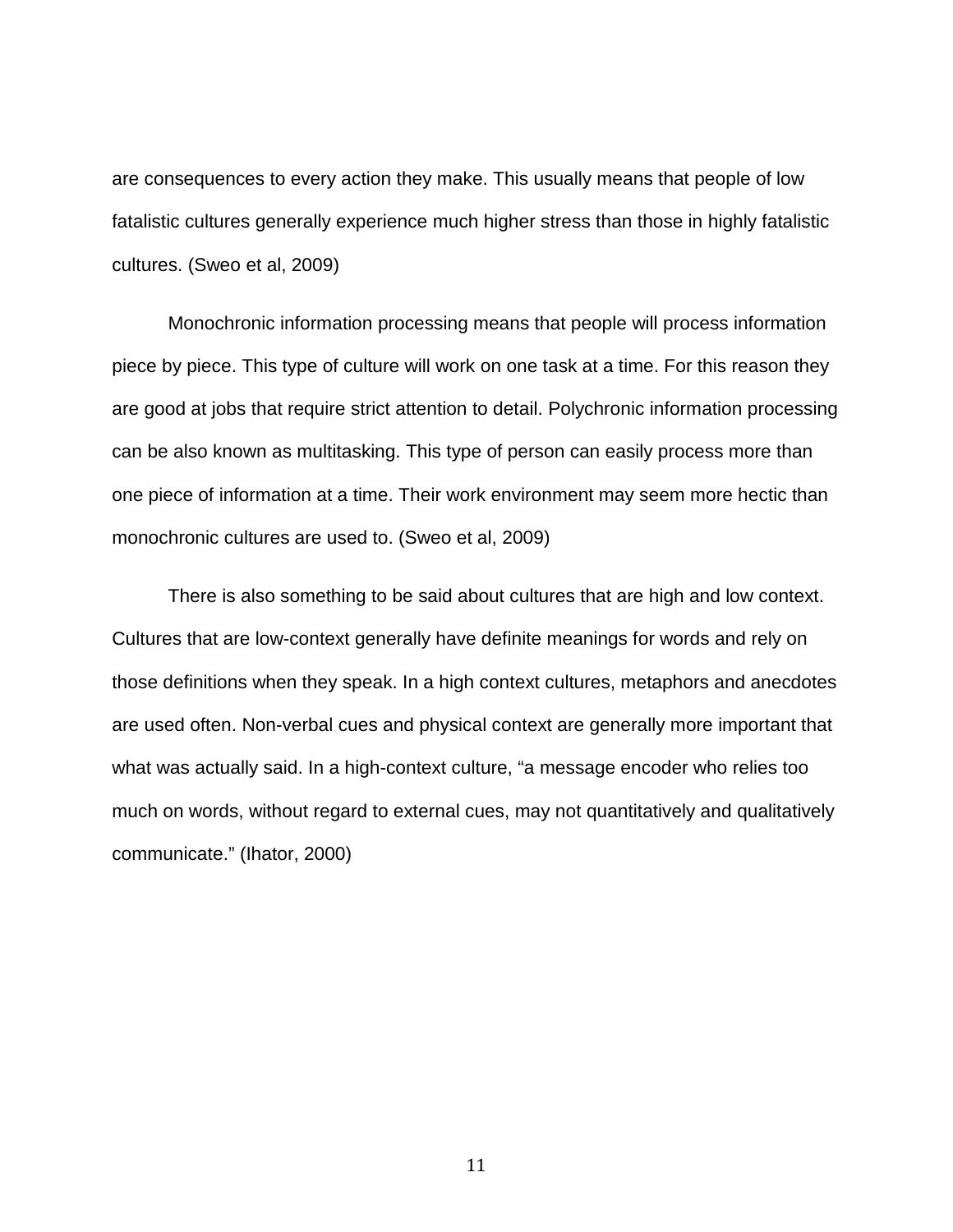are consequences to every action they make. This usually means that people of low fatalistic cultures generally experience much higher stress than those in highly fatalistic cultures. (Sweo et al, 2009)

Monochronic information processing means that people will process information piece by piece. This type of culture will work on one task at a time. For this reason they are good at jobs that require strict attention to detail. Polychronic information processing can be also known as multitasking. This type of person can easily process more than one piece of information at a time. Their work environment may seem more hectic than monochronic cultures are used to. (Sweo et al, 2009)

There is also something to be said about cultures that are high and low context. Cultures that are low-context generally have definite meanings for words and rely on those definitions when they speak. In a high context cultures, metaphors and anecdotes are used often. Non-verbal cues and physical context are generally more important that what was actually said. In a high-context culture, “a message encoder who relies too much on words, without regard to external cues, may not quantitatively and qualitatively communicate.” (Ihator, 2000)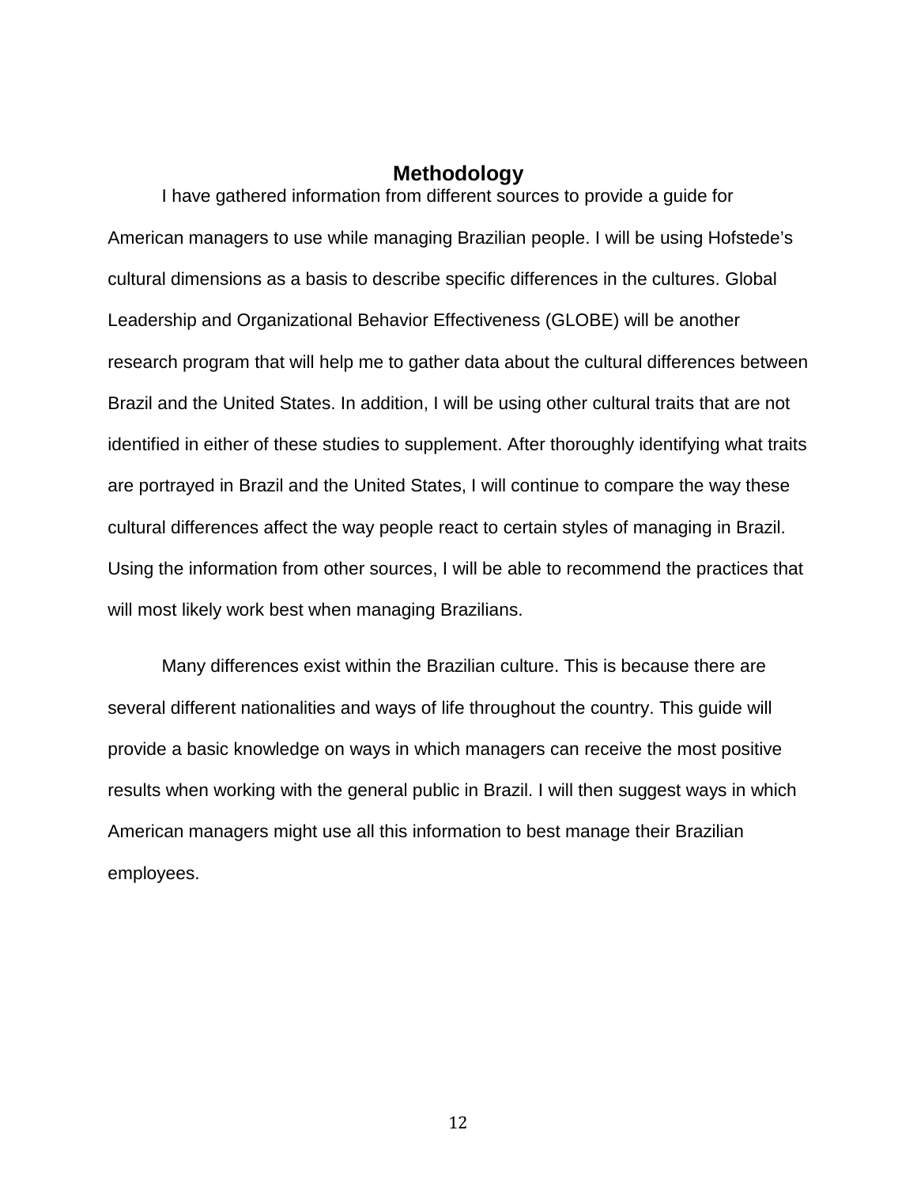# Methodology

I have gathered information from different sources to provide a guide for American managers to use while managing Brazilian people. I will be using Hofstede's cultural dimensions as a basis to describe specific differences in the cultures. Global Leadership and Organizational Behavior Effectiveness (GLOBE) will be another research program that will help me to gather data about the cultural differences between Brazil and the United States. In addition, I will be using other cultural traits that are not identified in either of these studies to supplement. After thoroughly identifying what traits are portrayed in Brazil and the United States, I will continue to compare the way these cultural differences affect the way people react to certain styles of managing in Brazil. Using the information from other sources, I will be able to recommend the practices that will most likely work best when managing Brazilians.

Many differences exist within the Brazilian culture. This is because there are several different nationalities and ways of life throughout the country. This guide will provide a basic knowledge on ways in which managers can receive the most positive results when working with the general public in Brazil. I will then suggest ways in which American managers might use all this information to best manage their Brazilian employees.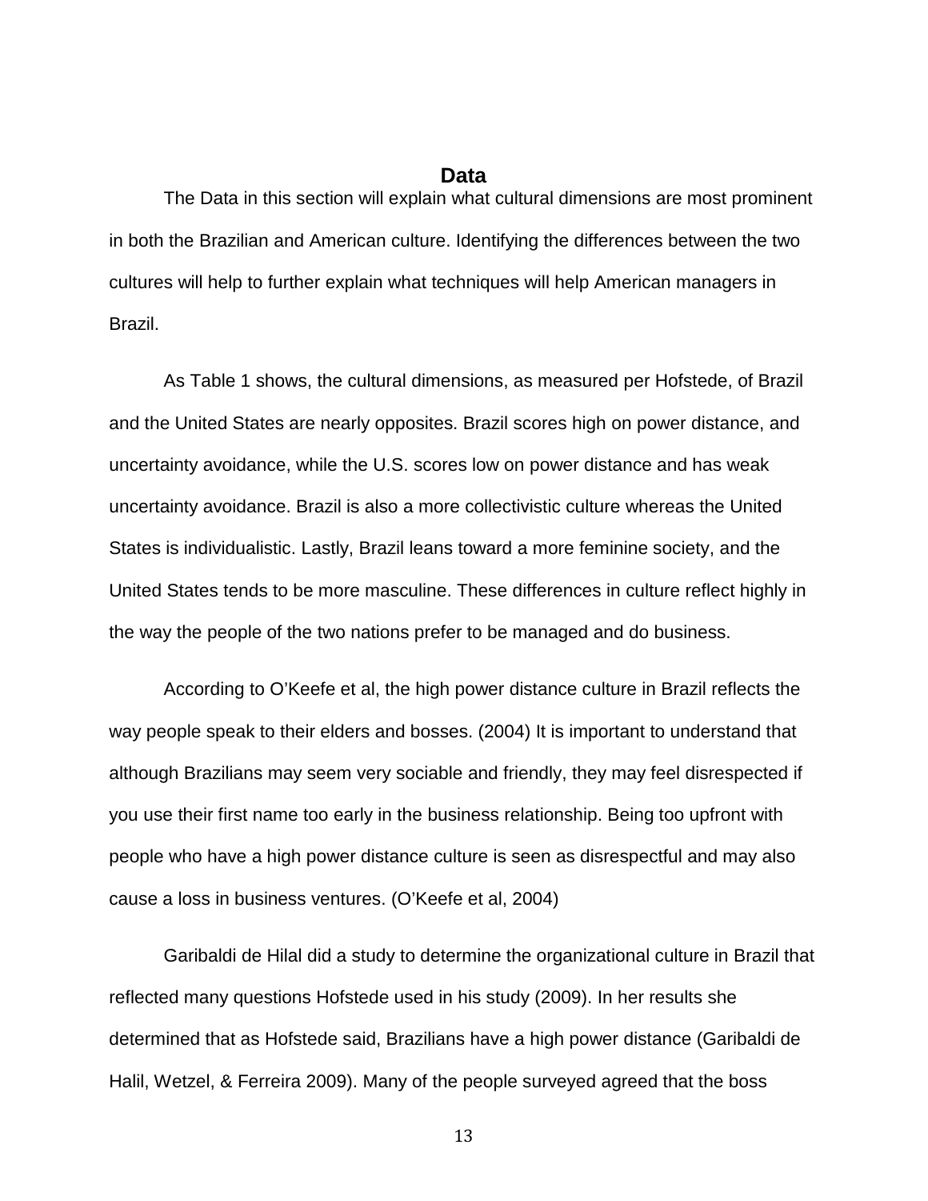## Data

The Data in this section will explain what cultural dimensions are most prominent in both the Brazilian and American culture. Identifying the differences between the two cultures will help to further explain what techniques will help American managers in Brazil.

As Table 1 shows, the cultural dimensions, as measured per Hofstede, of Brazil and the United States are nearly opposites. Brazil scores high on power distance, and uncertainty avoidance, while the U.S. scores low on power distance and has weak uncertainty avoidance. Brazil is also a more collectivistic culture whereas the United States is individualistic. Lastly, Brazil leans toward a more feminine society, and the United States tends to be more masculine. These differences in culture reflect highly in the way the people of the two nations prefer to be managed and do business.

According to O'Keefe et al, the high power distance culture in Brazil reflects the way people speak to their elders and bosses. (2004) It is important to understand that although Brazilians may seem very sociable and friendly, they may feel disrespected if you use their first name too early in the business relationship. Being too upfront with people who have a high power distance culture is seen as disrespectful and may also cause a loss in business ventures. (O'Keefe et al, 2004)

Garibaldi de Hilal did a study to determine the organizational culture in Brazil that reflected many questions Hofstede used in his study (2009). In her results she determined that as Hofstede said, Brazilians have a high power distance (Garibaldi de Halil, Wetzel, & Ferreira 2009). Many of the people surveyed agreed that the boss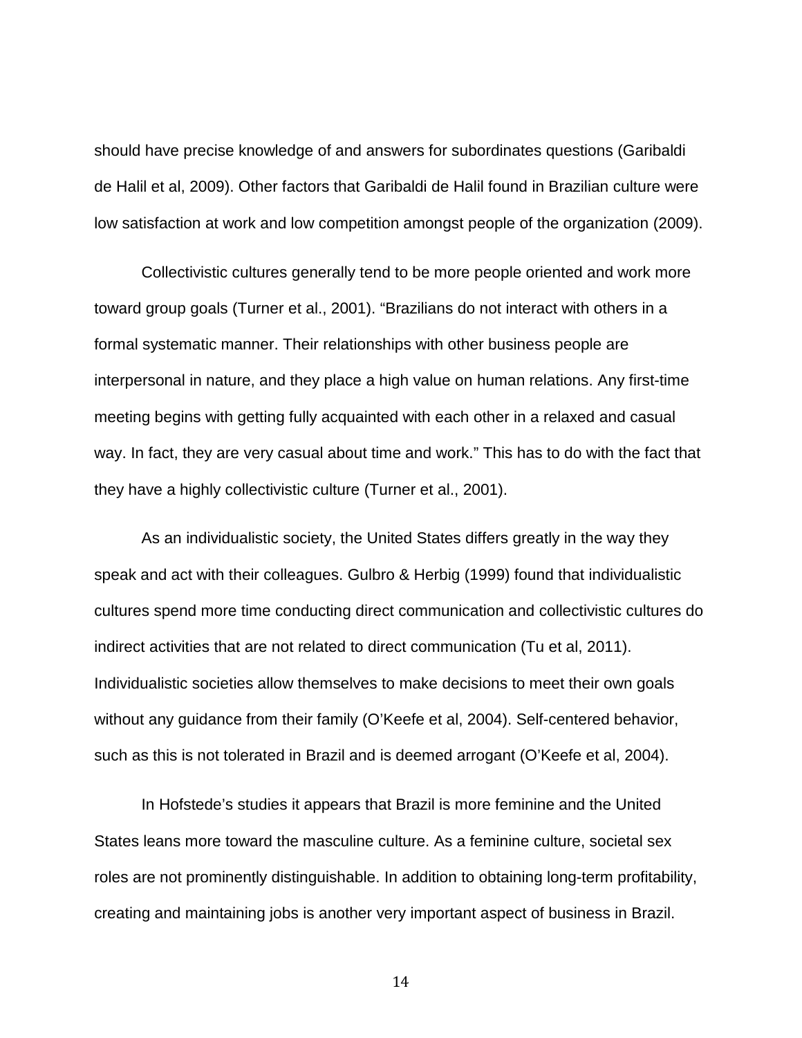should have precise knowledge of and answers for subordinates questions (Garibaldi de Halil et al, 2009). Other factors that Garibaldi de Halil found in Brazilian culture were low satisfaction at work and low competition amongst people of the organization (2009).

Collectivistic cultures generally tend to be more people oriented and work more toward group goals (Turner et al., 2001). “Brazilians do not interact with others in a formal systematic manner. Their relationships with other business people are interpersonal in nature, and they place a high value on human relations. Any first-time meeting begins with getting fully acquainted with each other in a relaxed and casual way. In fact, they are very casual about time and work.” This has to do with the fact that they have a highly collectivistic culture (Turner et al., 2001).

As an individualistic society, the United States differs greatly in the way they speak and act with their colleagues. Gulbro & Herbig (1999) found that individualistic cultures spend more time conducting direct communication and collectivistic cultures do indirect activities that are not related to direct communication (Tu et al, 2011). Individualistic societies allow themselves to make decisions to meet their own goals without any guidance from their family (O’Keefe et al, 2004). Self-centered behavior, such as this is not tolerated in Brazil and is deemed arrogant (O’Keefe et al, 2004).

In Hofstede’s studies it appears that Brazil is more feminine and the United States leans more toward the masculine culture. As a feminine culture, societal sex roles are not prominently distinguishable. In addition to obtaining long-term profitability, creating and maintaining jobs is another very important aspect of business in Brazil.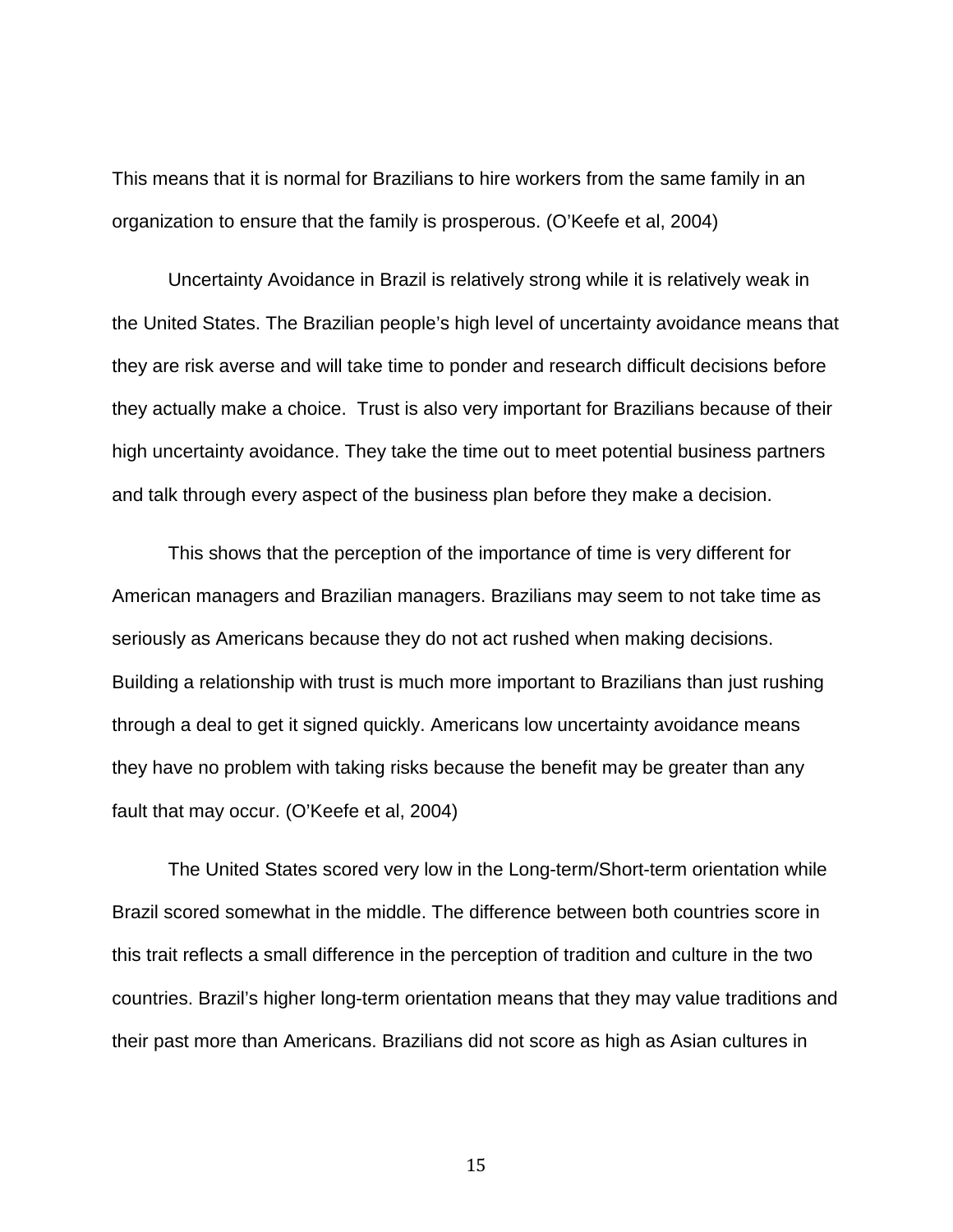This means that it is normal for Brazilians to hire workers from the same family in an organization to ensure that the family is prosperous. (O'Keefe et al, 2004)

Uncertainty Avoidance in Brazil is relatively strong while it is relatively weak in the United States. The Brazilian people's high level of uncertainty avoidance means that they are risk averse and will take time to ponder and research difficult decisions before they actually make a choice.  Trust is also very important for Brazilians because of their high uncertainty avoidance. They take the time out to meet potential business partners and talk through every aspect of the business plan before they make a decision.

This shows that the perception of the importance of time is very different for American managers and Brazilian managers. Brazilians may seem to not take time as seriously as Americans because they do not act rushed when making decisions. Building a relationship with trust is much more important to Brazilians than just rushing through a deal to get it signed quickly. Americans low uncertainty avoidance means they have no problem with taking risks because the benefit may be greater than any fault that may occur. (O'Keefe et al, 2004)

The United States scored very low in the Long-term/Short-term orientation while Brazil scored somewhat in the middle. The difference between both countries score in this trait reflects a small difference in the perception of tradition and culture in the two countries. Brazil's higher long-term orientation means that they may value traditions and their past more than Americans. Brazilians did not score as high as Asian cultures in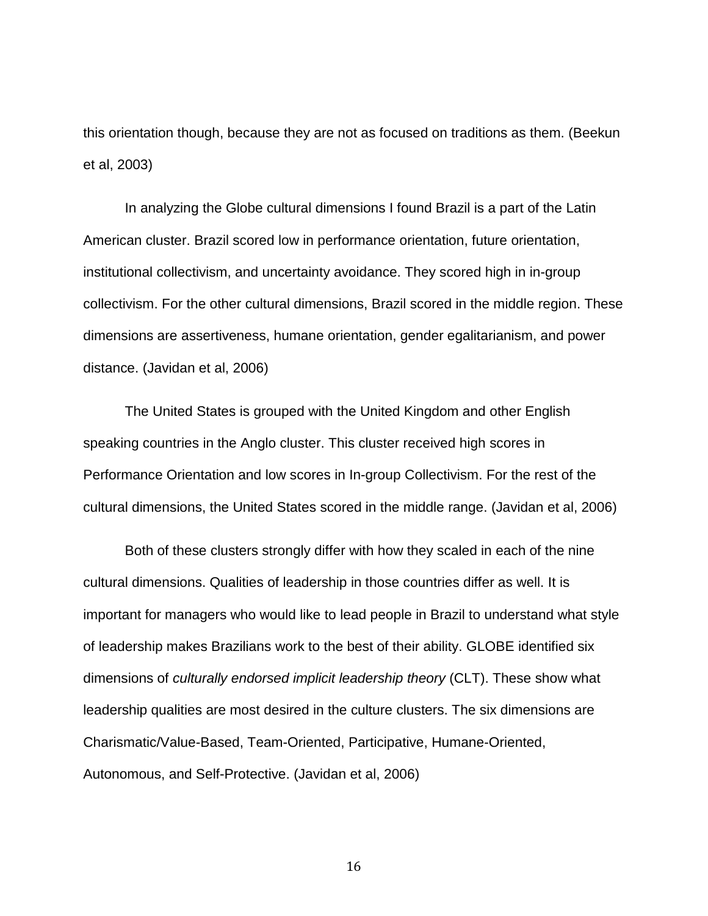this orientation though, because they are not as focused on traditions as them. (Beekun et al, 2003)

In analyzing the Globe cultural dimensions I found Brazil is a part of the Latin American cluster. Brazil scored low in performance orientation, future orientation, institutional collectivism, and uncertainty avoidance. They scored high in in-group collectivism. For the other cultural dimensions, Brazil scored in the middle region. These dimensions are assertiveness, humane orientation, gender egalitarianism, and power distance. (Javidan et al, 2006)

The United States is grouped with the United Kingdom and other English speaking countries in the Anglo cluster. This cluster received high scores in Performance Orientation and low scores in In-group Collectivism. For the rest of the cultural dimensions, the United States scored in the middle range. (Javidan et al, 2006)

Both of these clusters strongly differ with how they scaled in each of the nine cultural dimensions. Qualities of leadership in those countries differ as well. It is important for managers who would like to lead people in Brazil to understand what style of leadership makes Brazilians work to the best of their ability. GLOBE identified six dimensions of *culturally endorsed implicit leadership theory* (CLT). These show what leadership qualities are most desired in the culture clusters. The six dimensions are Charismatic/Value-Based, Team-Oriented, Participative, Humane-Oriented, Autonomous, and Self-Protective. (Javidan et al, 2006)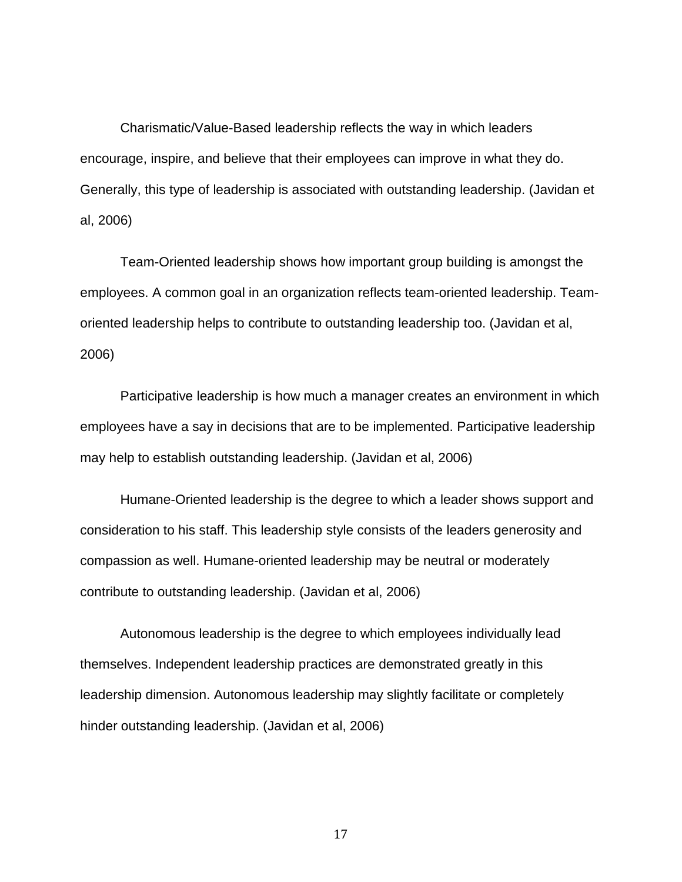Charismatic/Value-Based leadership reflects the way in which leaders encourage, inspire, and believe that their employees can improve in what they do. Generally, this type of leadership is associated with outstanding leadership. (Javidan et al, 2006)

Team-Oriented leadership shows how important group building is amongst the employees. A common goal in an organization reflects team-oriented leadership. Team-oriented leadership helps to contribute to outstanding leadership too. (Javidan et al, 2006)

Participative leadership is how much a manager creates an environment in which employees have a say in decisions that are to be implemented. Participative leadership may help to establish outstanding leadership. (Javidan et al, 2006)

Humane-Oriented leadership is the degree to which a leader shows support and consideration to his staff. This leadership style consists of the leaders generosity and compassion as well. Humane-oriented leadership may be neutral or moderately contribute to outstanding leadership. (Javidan et al, 2006)

Autonomous leadership is the degree to which employees individually lead themselves. Independent leadership practices are demonstrated greatly in this leadership dimension. Autonomous leadership may slightly facilitate or completely hinder outstanding leadership. (Javidan et al, 2006)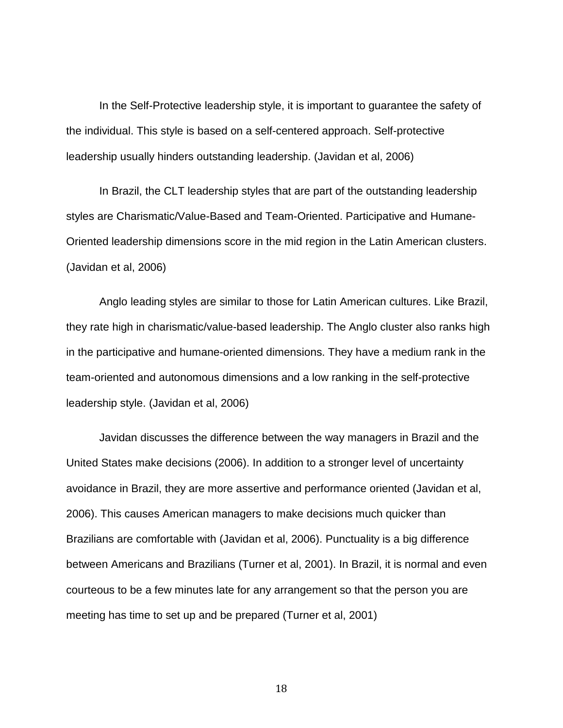In the Self-Protective leadership style, it is important to guarantee the safety of the individual. This style is based on a self-centered approach. Self-protective leadership usually hinders outstanding leadership. (Javidan et al, 2006)

In Brazil, the CLT leadership styles that are part of the outstanding leadership styles are Charismatic/Value-Based and Team-Oriented. Participative and Humane-Oriented leadership dimensions score in the mid region in the Latin American clusters. (Javidan et al, 2006)

Anglo leading styles are similar to those for Latin American cultures. Like Brazil, they rate high in charismatic/value-based leadership. The Anglo cluster also ranks high in the participative and humane-oriented dimensions. They have a medium rank in the team-oriented and autonomous dimensions and a low ranking in the self-protective leadership style. (Javidan et al, 2006)

Javidan discusses the difference between the way managers in Brazil and the United States make decisions (2006). In addition to a stronger level of uncertainty avoidance in Brazil, they are more assertive and performance oriented (Javidan et al, 2006). This causes American managers to make decisions much quicker than Brazilians are comfortable with (Javidan et al, 2006). Punctuality is a big difference between Americans and Brazilians (Turner et al, 2001). In Brazil, it is normal and even courteous to be a few minutes late for any arrangement so that the person you are meeting has time to set up and be prepared (Turner et al, 2001)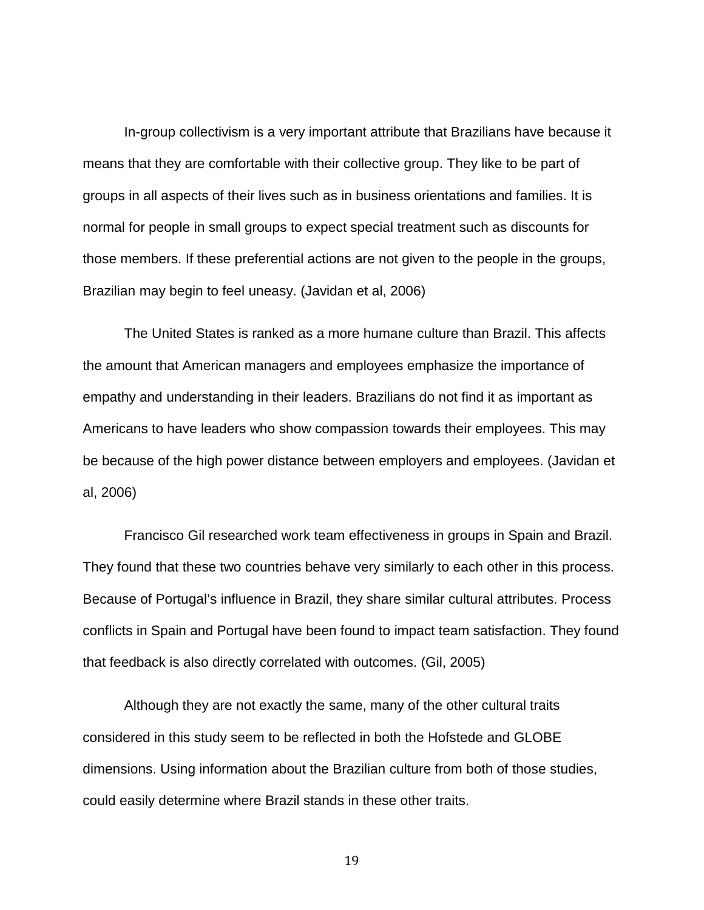In-group collectivism is a very important attribute that Brazilians have because it means that they are comfortable with their collective group. They like to be part of groups in all aspects of their lives such as in business orientations and families. It is normal for people in small groups to expect special treatment such as discounts for those members. If these preferential actions are not given to the people in the groups, Brazilian may begin to feel uneasy. (Javidan et al, 2006)

The United States is ranked as a more humane culture than Brazil. This affects the amount that American managers and employees emphasize the importance of empathy and understanding in their leaders. Brazilians do not find it as important as Americans to have leaders who show compassion towards their employees. This may be because of the high power distance between employers and employees. (Javidan et al, 2006)

Francisco Gil researched work team effectiveness in groups in Spain and Brazil. They found that these two countries behave very similarly to each other in this process. Because of Portugal's influence in Brazil, they share similar cultural attributes. Process conflicts in Spain and Portugal have been found to impact team satisfaction. They found that feedback is also directly correlated with outcomes. (Gil, 2005)

Although they are not exactly the same, many of the other cultural traits considered in this study seem to be reflected in both the Hofstede and GLOBE dimensions. Using information about the Brazilian culture from both of those studies, could easily determine where Brazil stands in these other traits.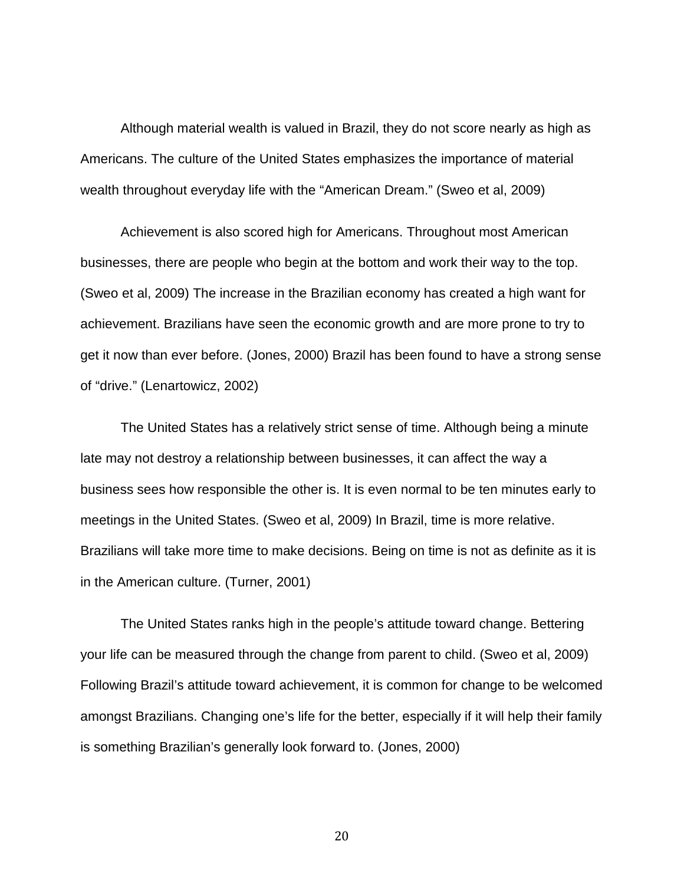Although material wealth is valued in Brazil, they do not score nearly as high as Americans. The culture of the United States emphasizes the importance of material wealth throughout everyday life with the "American Dream." (Sweo et al, 2009)

Achievement is also scored high for Americans. Throughout most American businesses, there are people who begin at the bottom and work their way to the top. (Sweo et al, 2009) The increase in the Brazilian economy has created a high want for achievement. Brazilians have seen the economic growth and are more prone to try to get it now than ever before. (Jones, 2000) Brazil has been found to have a strong sense of "drive." (Lenartowicz, 2002)

The United States has a relatively strict sense of time. Although being a minute late may not destroy a relationship between businesses, it can affect the way a business sees how responsible the other is. It is even normal to be ten minutes early to meetings in the United States. (Sweo et al, 2009) In Brazil, time is more relative. Brazilians will take more time to make decisions. Being on time is not as definite as it is in the American culture. (Turner, 2001)

The United States ranks high in the people's attitude toward change. Bettering your life can be measured through the change from parent to child. (Sweo et al, 2009) Following Brazil's attitude toward achievement, it is common for change to be welcomed amongst Brazilians. Changing one's life for the better, especially if it will help their family is something Brazilian's generally look forward to. (Jones, 2000)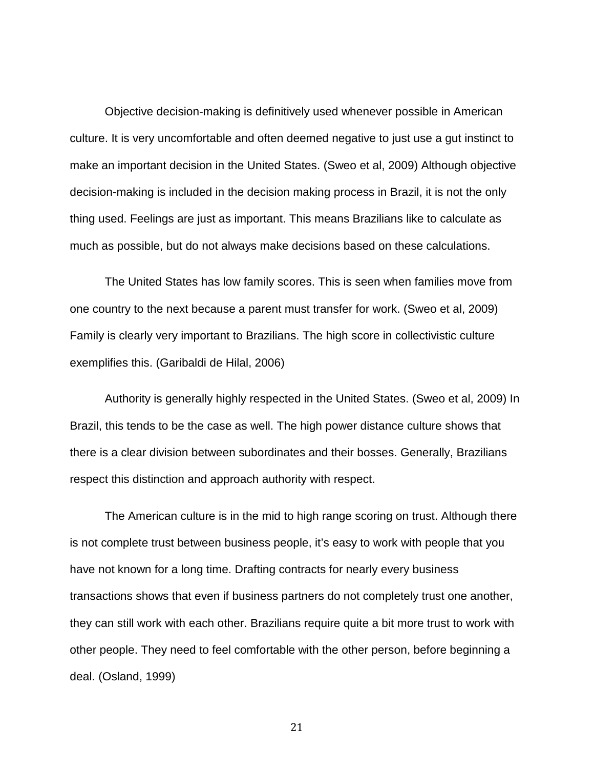Objective decision-making is definitively used whenever possible in American culture. It is very uncomfortable and often deemed negative to just use a gut instinct to make an important decision in the United States. (Sweo et al, 2009) Although objective decision-making is included in the decision making process in Brazil, it is not the only thing used. Feelings are just as important. This means Brazilians like to calculate as much as possible, but do not always make decisions based on these calculations.

The United States has low family scores. This is seen when families move from one country to the next because a parent must transfer for work. (Sweo et al, 2009) Family is clearly very important to Brazilians. The high score in collectivistic culture exemplifies this. (Garibaldi de Hilal, 2006)

Authority is generally highly respected in the United States. (Sweo et al, 2009) In Brazil, this tends to be the case as well. The high power distance culture shows that there is a clear division between subordinates and their bosses. Generally, Brazilians respect this distinction and approach authority with respect.

The American culture is in the mid to high range scoring on trust. Although there is not complete trust between business people, it's easy to work with people that you have not known for a long time. Drafting contracts for nearly every business transactions shows that even if business partners do not completely trust one another, they can still work with each other. Brazilians require quite a bit more trust to work with other people. They need to feel comfortable with the other person, before beginning a deal. (Osland, 1999)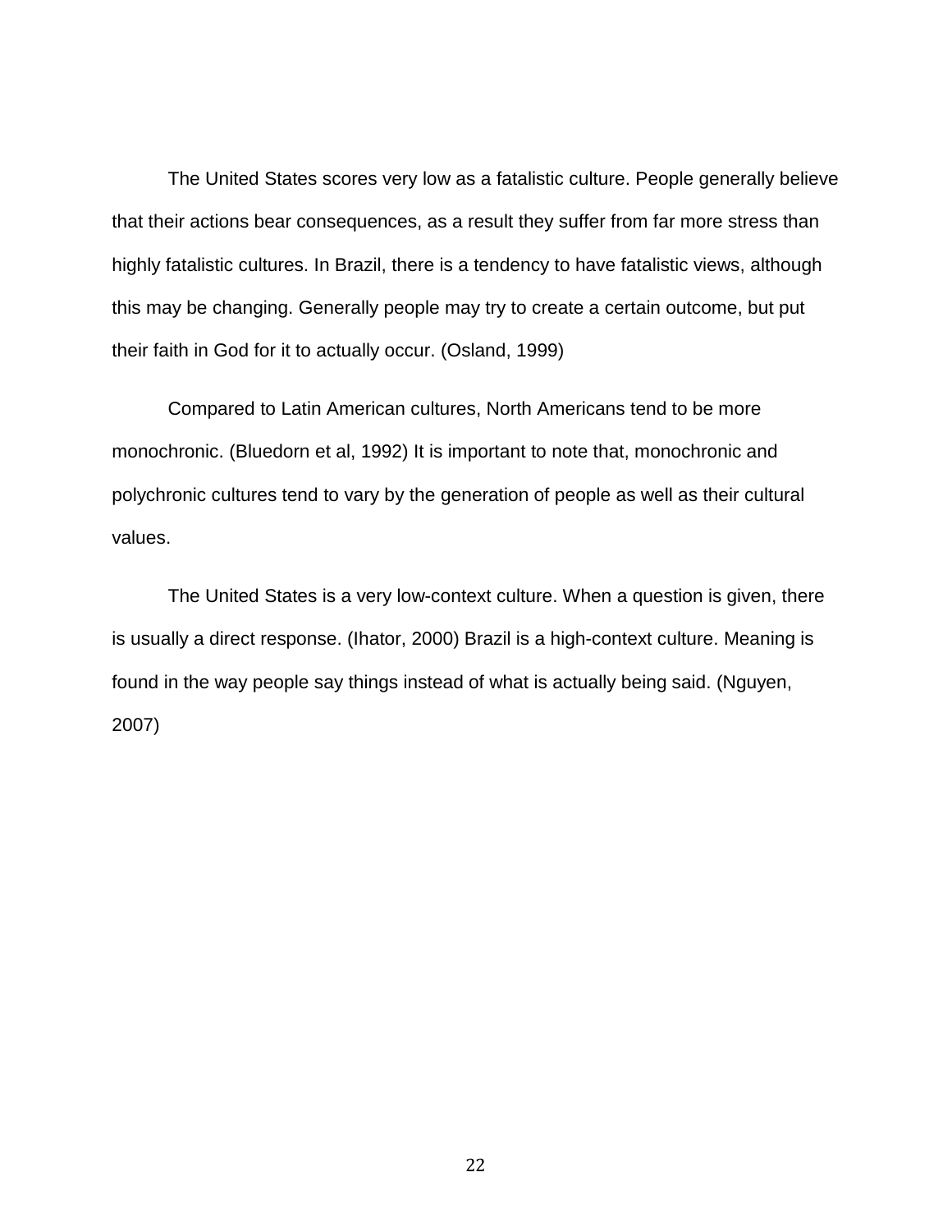The United States scores very low as a fatalistic culture. People generally believe that their actions bear consequences, as a result they suffer from far more stress than highly fatalistic cultures. In Brazil, there is a tendency to have fatalistic views, although this may be changing. Generally people may try to create a certain outcome, but put their faith in God for it to actually occur. (Osland, 1999)

Compared to Latin American cultures, North Americans tend to be more monochronic. (Bluedorn et al, 1992) It is important to note that, monochronic and polychronic cultures tend to vary by the generation of people as well as their cultural values.

The United States is a very low-context culture. When a question is given, there is usually a direct response. (Ihator, 2000) Brazil is a high-context culture. Meaning is found in the way people say things instead of what is actually being said. (Nguyen, 2007)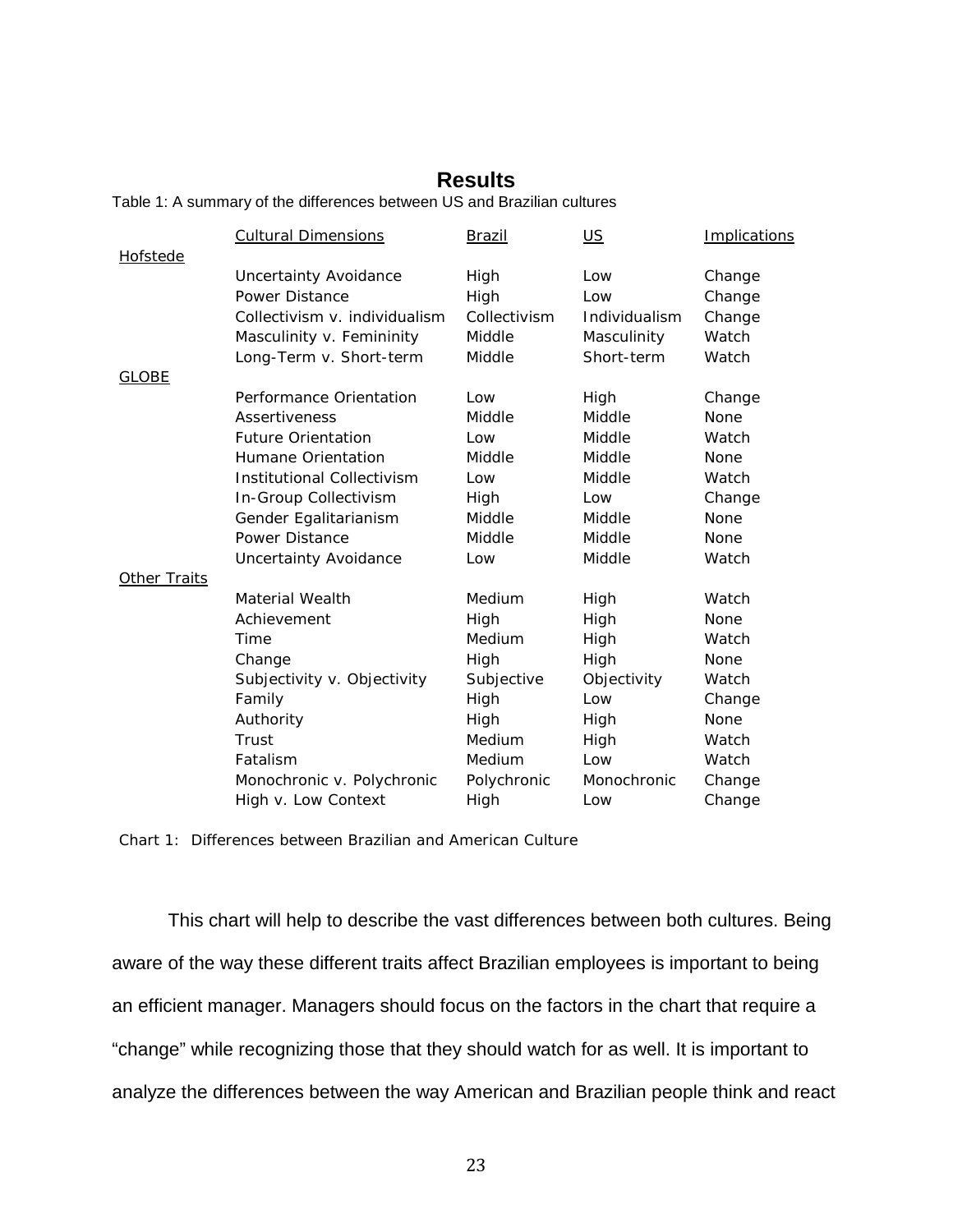## Results

Table 1: A summary of the differences between US and Brazilian cultures

| | Cultural Dimensions | Brazil | US | Implications |
|---|---|---|---|---|
| Hofstede | | | | |
| | Uncertainty Avoidance | High | Low | Change |
| | Power Distance | High | Low | Change |
| | Collectivism v. individualism | Collectivism | Individualism | Change |
| | Masculinity v. Femininity | Middle | Masculinity | Watch |
| | Long-Term v. Short-term | Middle | Short-term | Watch |
| GLOBE | | | | |
| | Performance Orientation | Low | High | Change |
| | Assertiveness | Middle | Middle | None |
| | Future Orientation | Low | Middle | Watch |
| | Humane Orientation | Middle | Middle | None |
| | Institutional Collectivism | Low | Middle | Watch |
| | In-Group Collectivism | High | Low | Change |
| | Gender Egalitarianism | Middle | Middle | None |
| | Power Distance | Middle | Middle | None |
| | Uncertainty Avoidance | Low | Middle | Watch |
| Other Traits | | | | |
| | Material Wealth | Medium | High | Watch |
| | Achievement | High | High | None |
| | Time | Medium | High | Watch |
| | Change | High | High | None |
| | Subjectivity v. Objectivity | Subjective | Objectivity | Watch |
| | Family | High | Low | Change |
| | Authority | High | High | None |
| | Trust | Medium | High | Watch |
| | Fatalism | Medium | Low | Watch |
| | Monochronic v. Polychronic | Polychronic | Monochronic | Change |
| | High v. Low Context | High | Low | Change |

Chart 1: Differences between Brazilian and American Culture

This chart will help to describe the vast differences between both cultures. Being aware of the way these different traits affect Brazilian employees is important to being an efficient manager. Managers should focus on the factors in the chart that require a "change" while recognizing those that they should watch for as well. It is important to analyze the differences between the way American and Brazilian people think and react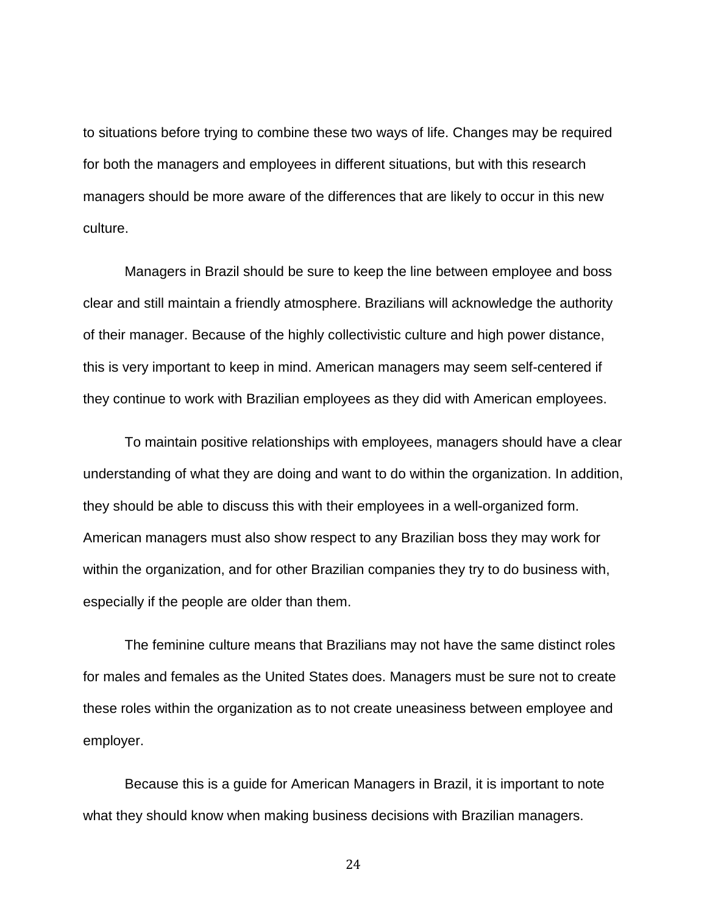to situations before trying to combine these two ways of life. Changes may be required for both the managers and employees in different situations, but with this research managers should be more aware of the differences that are likely to occur in this new culture.

Managers in Brazil should be sure to keep the line between employee and boss clear and still maintain a friendly atmosphere. Brazilians will acknowledge the authority of their manager. Because of the highly collectivistic culture and high power distance, this is very important to keep in mind. American managers may seem self-centered if they continue to work with Brazilian employees as they did with American employees.

To maintain positive relationships with employees, managers should have a clear understanding of what they are doing and want to do within the organization. In addition, they should be able to discuss this with their employees in a well-organized form. American managers must also show respect to any Brazilian boss they may work for within the organization, and for other Brazilian companies they try to do business with, especially if the people are older than them.

The feminine culture means that Brazilians may not have the same distinct roles for males and females as the United States does. Managers must be sure not to create these roles within the organization as to not create uneasiness between employee and employer.

Because this is a guide for American Managers in Brazil, it is important to note what they should know when making business decisions with Brazilian managers.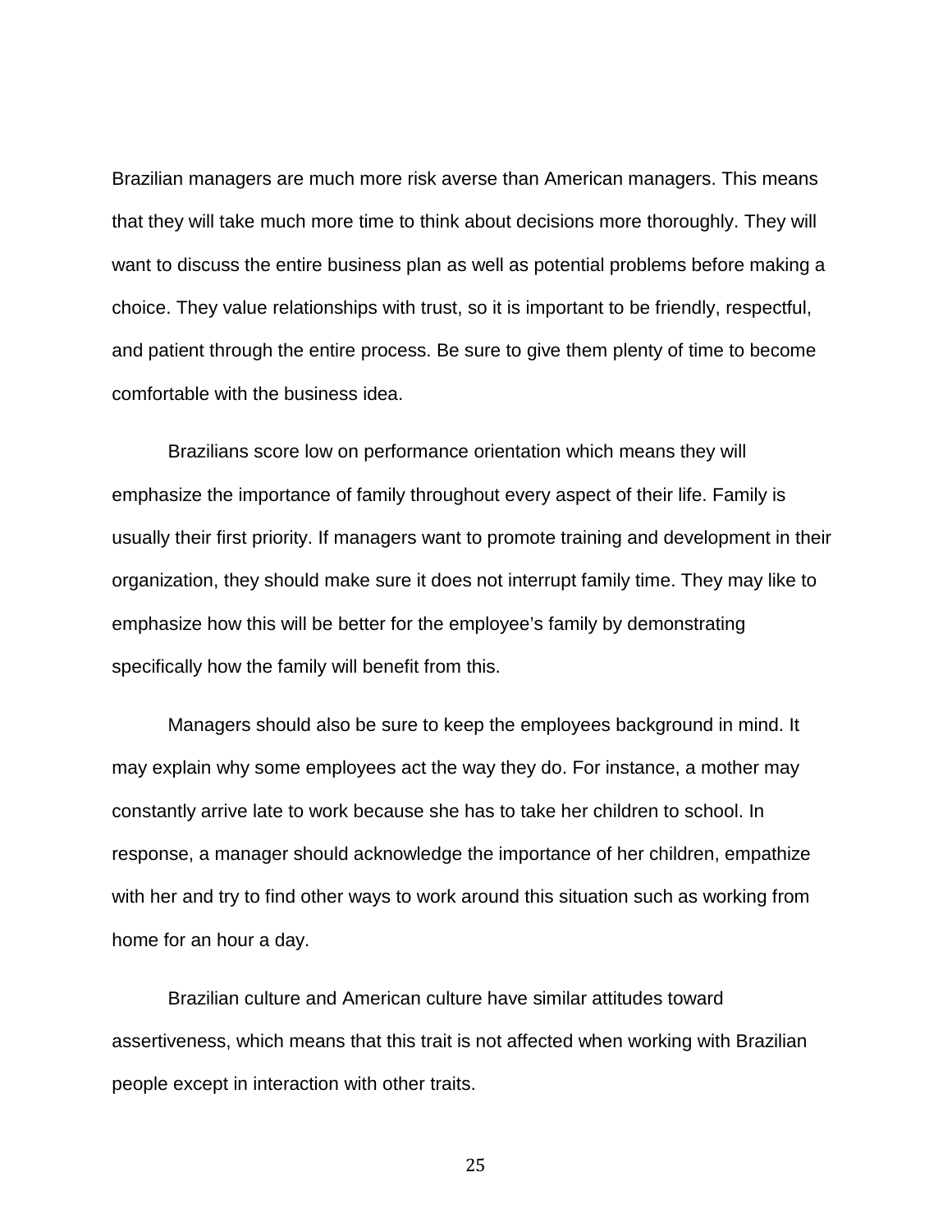Brazilian managers are much more risk averse than American managers. This means that they will take much more time to think about decisions more thoroughly. They will want to discuss the entire business plan as well as potential problems before making a choice. They value relationships with trust, so it is important to be friendly, respectful, and patient through the entire process. Be sure to give them plenty of time to become comfortable with the business idea.

Brazilians score low on performance orientation which means they will emphasize the importance of family throughout every aspect of their life. Family is usually their first priority. If managers want to promote training and development in their organization, they should make sure it does not interrupt family time. They may like to emphasize how this will be better for the employee's family by demonstrating specifically how the family will benefit from this.

Managers should also be sure to keep the employees background in mind. It may explain why some employees act the way they do. For instance, a mother may constantly arrive late to work because she has to take her children to school. In response, a manager should acknowledge the importance of her children, empathize with her and try to find other ways to work around this situation such as working from home for an hour a day.

Brazilian culture and American culture have similar attitudes toward assertiveness, which means that this trait is not affected when working with Brazilian people except in interaction with other traits.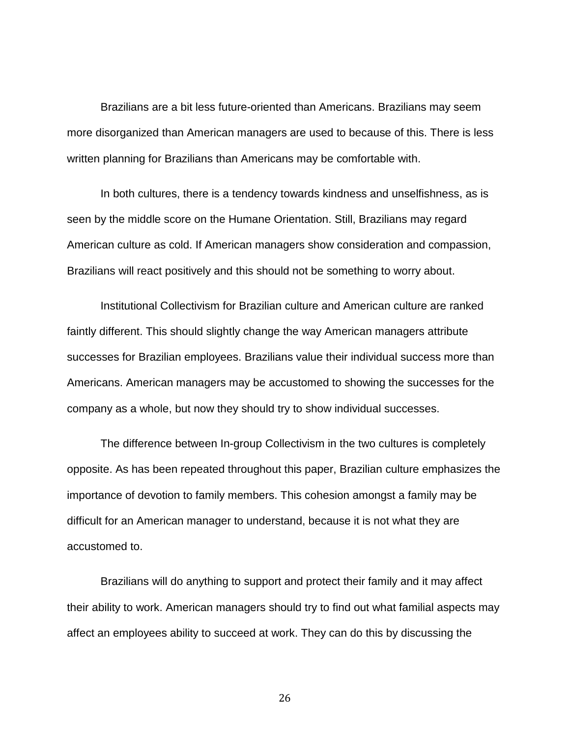Brazilians are a bit less future-oriented than Americans. Brazilians may seem more disorganized than American managers are used to because of this. There is less written planning for Brazilians than Americans may be comfortable with.

In both cultures, there is a tendency towards kindness and unselfishness, as is seen by the middle score on the Humane Orientation. Still, Brazilians may regard American culture as cold. If American managers show consideration and compassion, Brazilians will react positively and this should not be something to worry about.

Institutional Collectivism for Brazilian culture and American culture are ranked faintly different. This should slightly change the way American managers attribute successes for Brazilian employees. Brazilians value their individual success more than Americans. American managers may be accustomed to showing the successes for the company as a whole, but now they should try to show individual successes.

The difference between In-group Collectivism in the two cultures is completely opposite. As has been repeated throughout this paper, Brazilian culture emphasizes the importance of devotion to family members. This cohesion amongst a family may be difficult for an American manager to understand, because it is not what they are accustomed to.

Brazilians will do anything to support and protect their family and it may affect their ability to work. American managers should try to find out what familial aspects may affect an employees ability to succeed at work. They can do this by discussing the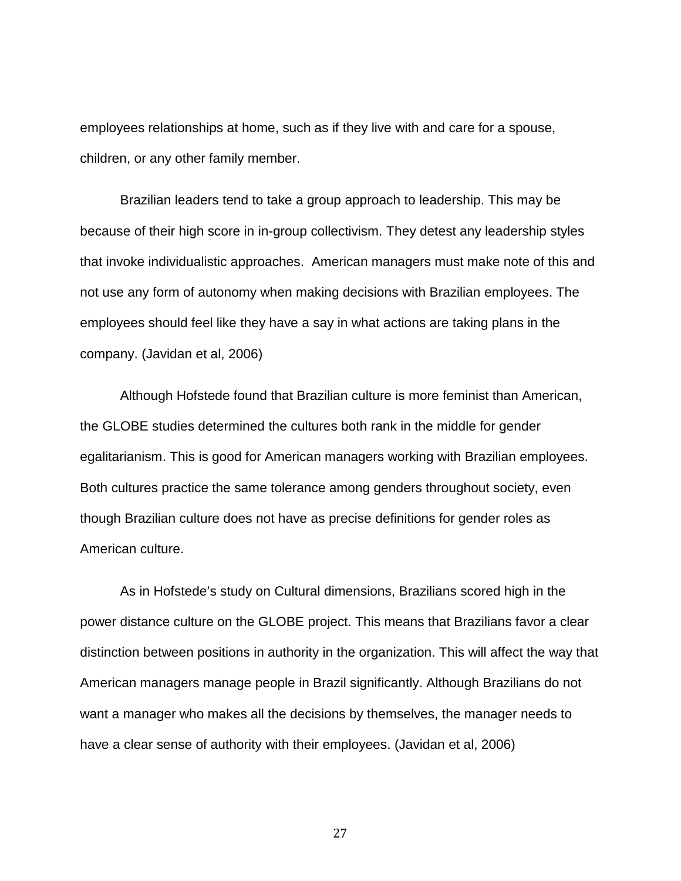employees relationships at home, such as if they live with and care for a spouse, children, or any other family member.

Brazilian leaders tend to take a group approach to leadership. This may be because of their high score in in-group collectivism. They detest any leadership styles that invoke individualistic approaches.  American managers must make note of this and not use any form of autonomy when making decisions with Brazilian employees. The employees should feel like they have a say in what actions are taking plans in the company. (Javidan et al, 2006)

Although Hofstede found that Brazilian culture is more feminist than American, the GLOBE studies determined the cultures both rank in the middle for gender egalitarianism. This is good for American managers working with Brazilian employees. Both cultures practice the same tolerance among genders throughout society, even though Brazilian culture does not have as precise definitions for gender roles as American culture.

As in Hofstede's study on Cultural dimensions, Brazilians scored high in the power distance culture on the GLOBE project. This means that Brazilians favor a clear distinction between positions in authority in the organization. This will affect the way that American managers manage people in Brazil significantly. Although Brazilians do not want a manager who makes all the decisions by themselves, the manager needs to have a clear sense of authority with their employees. (Javidan et al, 2006)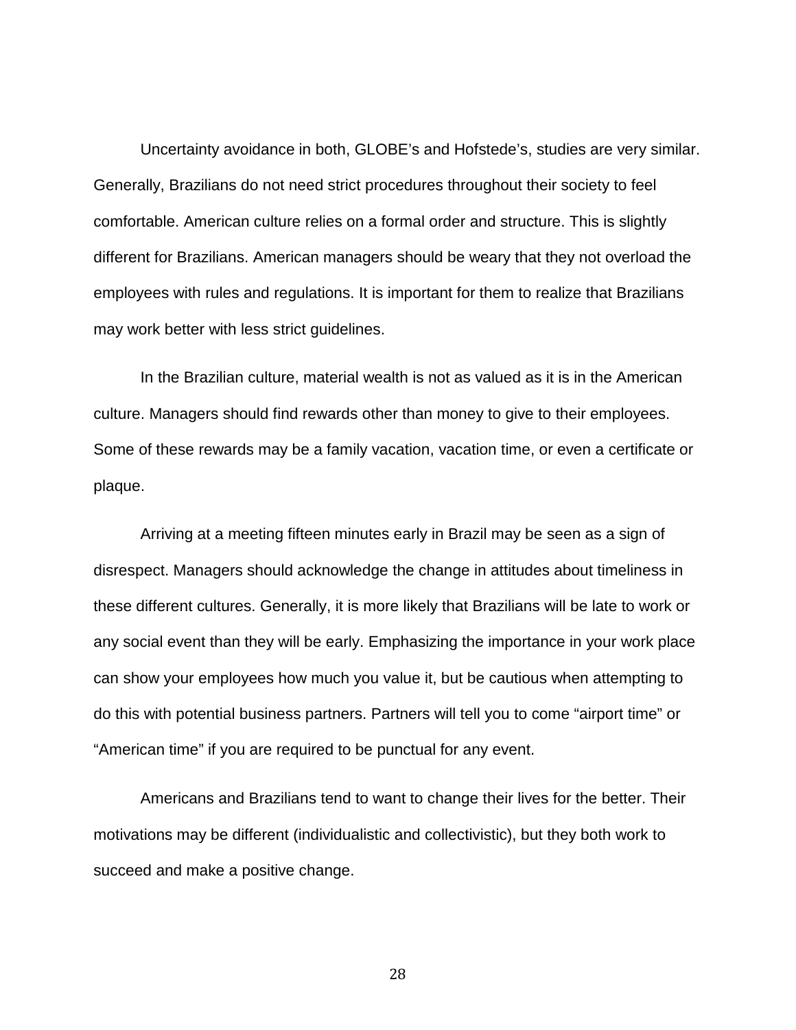Uncertainty avoidance in both, GLOBE's and Hofstede's, studies are very similar. Generally, Brazilians do not need strict procedures throughout their society to feel comfortable. American culture relies on a formal order and structure. This is slightly different for Brazilians. American managers should be weary that they not overload the employees with rules and regulations. It is important for them to realize that Brazilians may work better with less strict guidelines.

In the Brazilian culture, material wealth is not as valued as it is in the American culture. Managers should find rewards other than money to give to their employees. Some of these rewards may be a family vacation, vacation time, or even a certificate or plaque.

Arriving at a meeting fifteen minutes early in Brazil may be seen as a sign of disrespect. Managers should acknowledge the change in attitudes about timeliness in these different cultures. Generally, it is more likely that Brazilians will be late to work or any social event than they will be early. Emphasizing the importance in your work place can show your employees how much you value it, but be cautious when attempting to do this with potential business partners. Partners will tell you to come "airport time" or "American time" if you are required to be punctual for any event.

Americans and Brazilians tend to want to change their lives for the better. Their motivations may be different (individualistic and collectivistic), but they both work to succeed and make a positive change.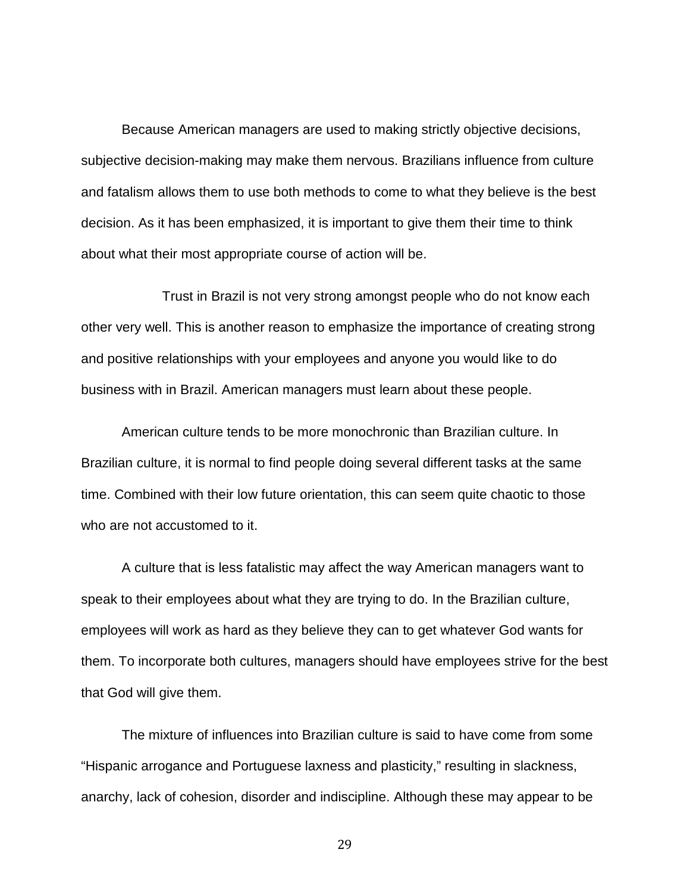Because American managers are used to making strictly objective decisions, subjective decision-making may make them nervous. Brazilians influence from culture and fatalism allows them to use both methods to come to what they believe is the best decision. As it has been emphasized, it is important to give them their time to think about what their most appropriate course of action will be.

Trust in Brazil is not very strong amongst people who do not know each other very well. This is another reason to emphasize the importance of creating strong and positive relationships with your employees and anyone you would like to do business with in Brazil. American managers must learn about these people.

American culture tends to be more monochronic than Brazilian culture. In Brazilian culture, it is normal to find people doing several different tasks at the same time. Combined with their low future orientation, this can seem quite chaotic to those who are not accustomed to it.

A culture that is less fatalistic may affect the way American managers want to speak to their employees about what they are trying to do. In the Brazilian culture, employees will work as hard as they believe they can to get whatever God wants for them. To incorporate both cultures, managers should have employees strive for the best that God will give them.

The mixture of influences into Brazilian culture is said to have come from some "Hispanic arrogance and Portuguese laxness and plasticity," resulting in slackness, anarchy, lack of cohesion, disorder and indiscipline. Although these may appear to be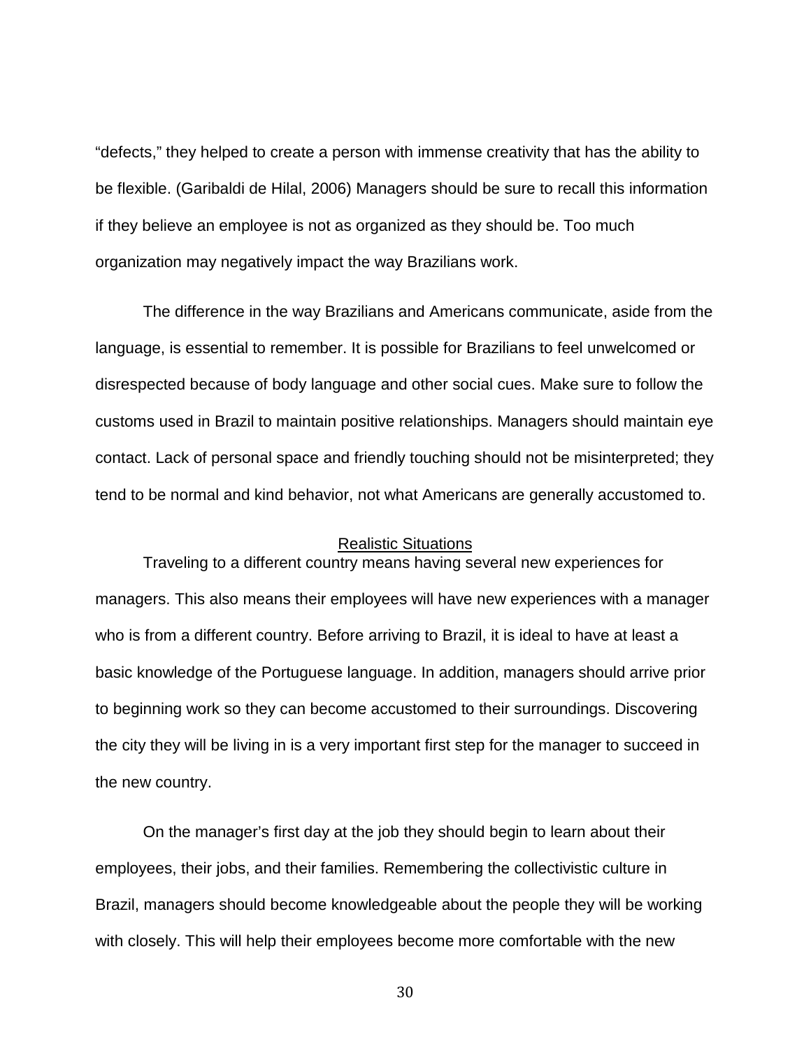"defects," they helped to create a person with immense creativity that has the ability to be flexible. (Garibaldi de Hilal, 2006) Managers should be sure to recall this information if they believe an employee is not as organized as they should be. Too much organization may negatively impact the way Brazilians work.

The difference in the way Brazilians and Americans communicate, aside from the language, is essential to remember. It is possible for Brazilians to feel unwelcomed or disrespected because of body language and other social cues. Make sure to follow the customs used in Brazil to maintain positive relationships. Managers should maintain eye contact. Lack of personal space and friendly touching should not be misinterpreted; they tend to be normal and kind behavior, not what Americans are generally accustomed to.

## Realistic Situations

Traveling to a different country means having several new experiences for managers. This also means their employees will have new experiences with a manager who is from a different country. Before arriving to Brazil, it is ideal to have at least a basic knowledge of the Portuguese language. In addition, managers should arrive prior to beginning work so they can become accustomed to their surroundings. Discovering the city they will be living in is a very important first step for the manager to succeed in the new country.

On the manager's first day at the job they should begin to learn about their employees, their jobs, and their families. Remembering the collectivistic culture in Brazil, managers should become knowledgeable about the people they will be working with closely. This will help their employees become more comfortable with the new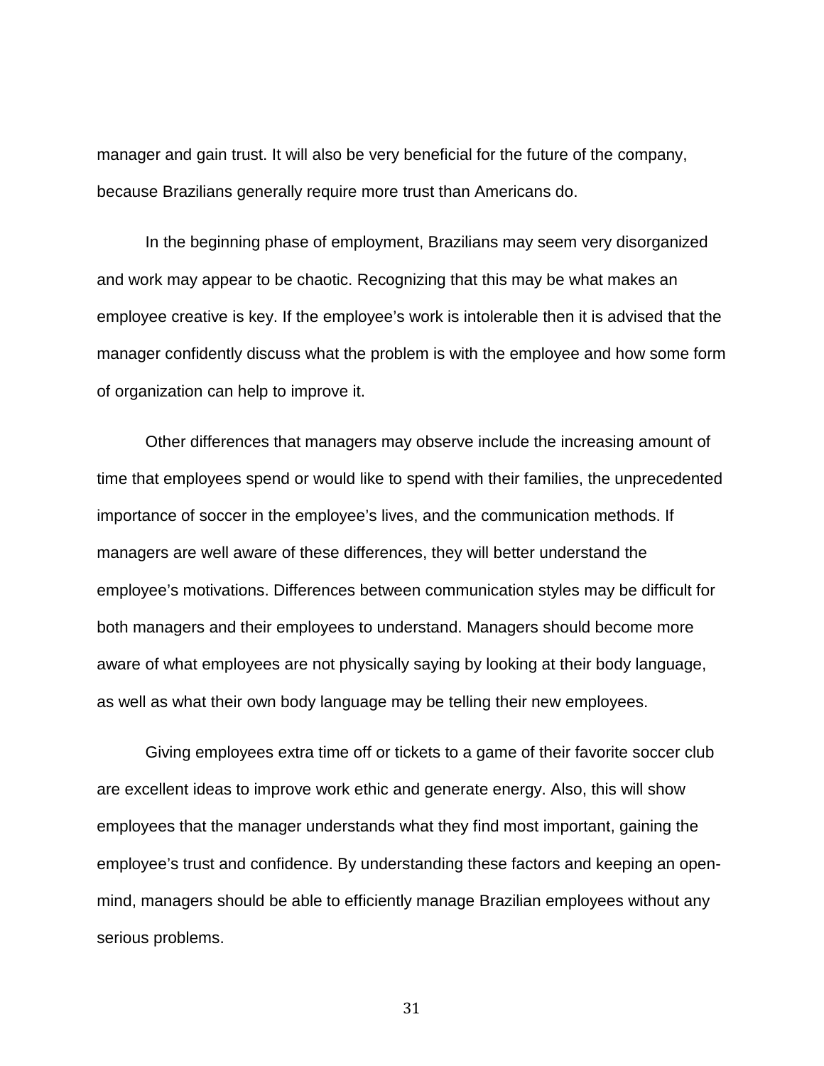manager and gain trust. It will also be very beneficial for the future of the company, because Brazilians generally require more trust than Americans do.

In the beginning phase of employment, Brazilians may seem very disorganized and work may appear to be chaotic. Recognizing that this may be what makes an employee creative is key. If the employee's work is intolerable then it is advised that the manager confidently discuss what the problem is with the employee and how some form of organization can help to improve it.

Other differences that managers may observe include the increasing amount of time that employees spend or would like to spend with their families, the unprecedented importance of soccer in the employee's lives, and the communication methods. If managers are well aware of these differences, they will better understand the employee's motivations. Differences between communication styles may be difficult for both managers and their employees to understand. Managers should become more aware of what employees are not physically saying by looking at their body language, as well as what their own body language may be telling their new employees.

Giving employees extra time off or tickets to a game of their favorite soccer club are excellent ideas to improve work ethic and generate energy. Also, this will show employees that the manager understands what they find most important, gaining the employee's trust and confidence. By understanding these factors and keeping an open-mind, managers should be able to efficiently manage Brazilian employees without any serious problems.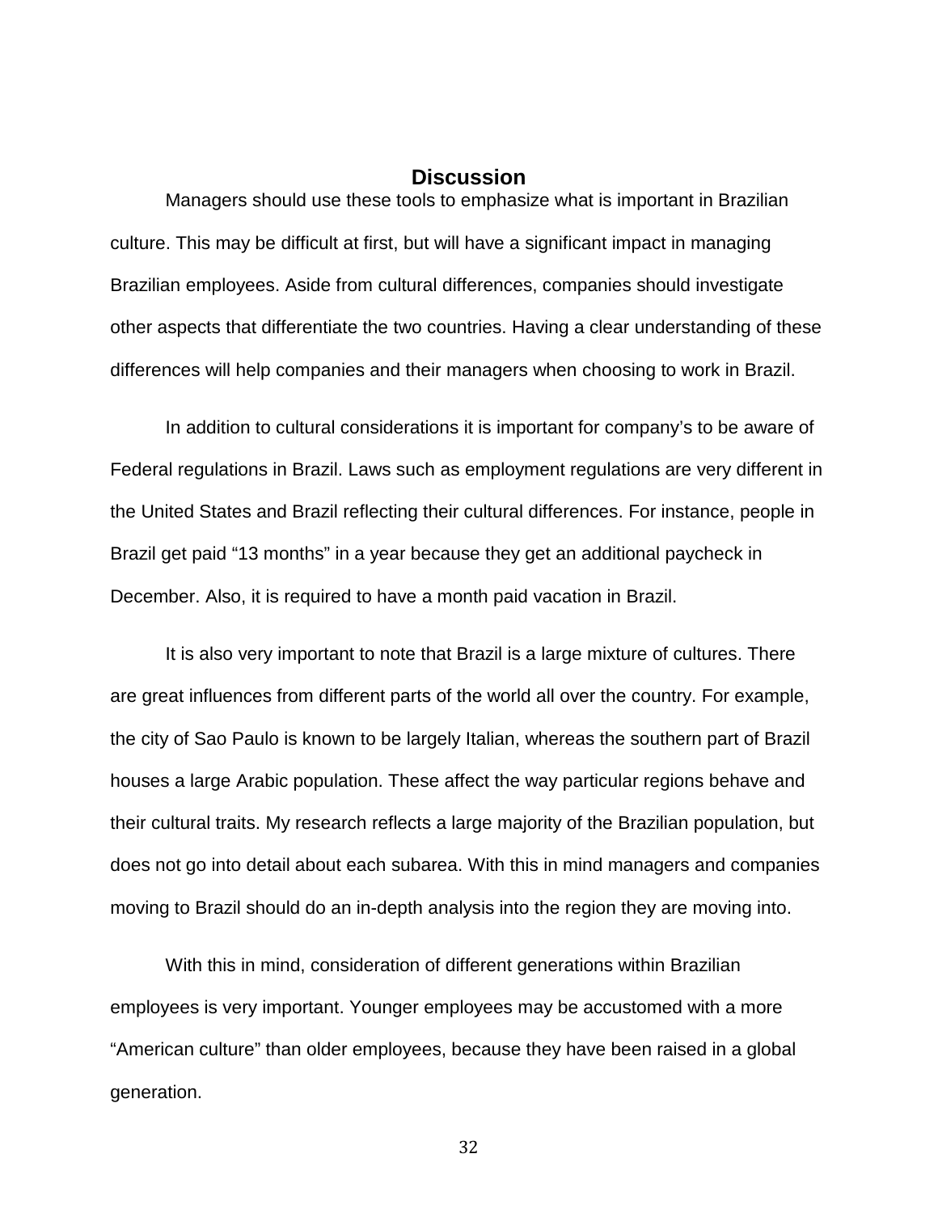## Discussion

Managers should use these tools to emphasize what is important in Brazilian culture. This may be difficult at first, but will have a significant impact in managing Brazilian employees. Aside from cultural differences, companies should investigate other aspects that differentiate the two countries. Having a clear understanding of these differences will help companies and their managers when choosing to work in Brazil.

In addition to cultural considerations it is important for company's to be aware of Federal regulations in Brazil. Laws such as employment regulations are very different in the United States and Brazil reflecting their cultural differences. For instance, people in Brazil get paid "13 months" in a year because they get an additional paycheck in December. Also, it is required to have a month paid vacation in Brazil.

It is also very important to note that Brazil is a large mixture of cultures. There are great influences from different parts of the world all over the country. For example, the city of Sao Paulo is known to be largely Italian, whereas the southern part of Brazil houses a large Arabic population. These affect the way particular regions behave and their cultural traits. My research reflects a large majority of the Brazilian population, but does not go into detail about each subarea. With this in mind managers and companies moving to Brazil should do an in-depth analysis into the region they are moving into.

With this in mind, consideration of different generations within Brazilian employees is very important. Younger employees may be accustomed with a more "American culture" than older employees, because they have been raised in a global generation.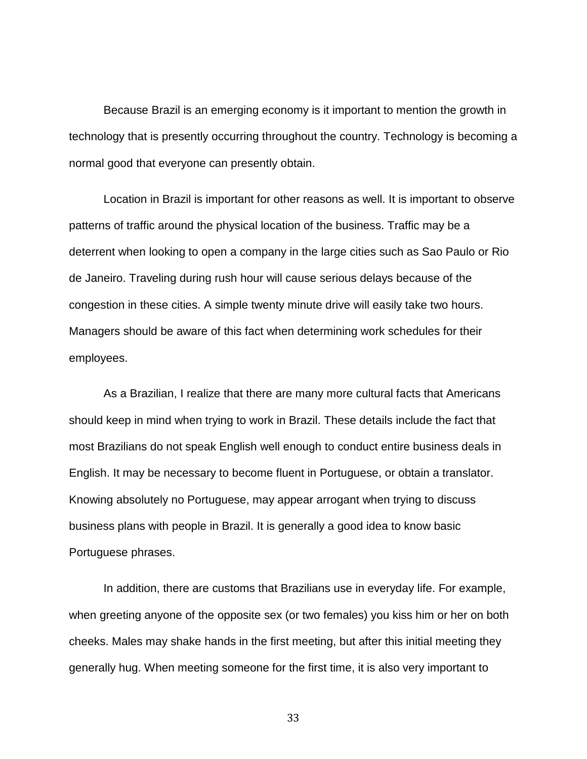Because Brazil is an emerging economy is it important to mention the growth in technology that is presently occurring throughout the country. Technology is becoming a normal good that everyone can presently obtain.

Location in Brazil is important for other reasons as well. It is important to observe patterns of traffic around the physical location of the business. Traffic may be a deterrent when looking to open a company in the large cities such as Sao Paulo or Rio de Janeiro. Traveling during rush hour will cause serious delays because of the congestion in these cities. A simple twenty minute drive will easily take two hours. Managers should be aware of this fact when determining work schedules for their employees.

As a Brazilian, I realize that there are many more cultural facts that Americans should keep in mind when trying to work in Brazil. These details include the fact that most Brazilians do not speak English well enough to conduct entire business deals in English. It may be necessary to become fluent in Portuguese, or obtain a translator. Knowing absolutely no Portuguese, may appear arrogant when trying to discuss business plans with people in Brazil. It is generally a good idea to know basic Portuguese phrases.

In addition, there are customs that Brazilians use in everyday life. For example, when greeting anyone of the opposite sex (or two females) you kiss him or her on both cheeks. Males may shake hands in the first meeting, but after this initial meeting they generally hug. When meeting someone for the first time, it is also very important to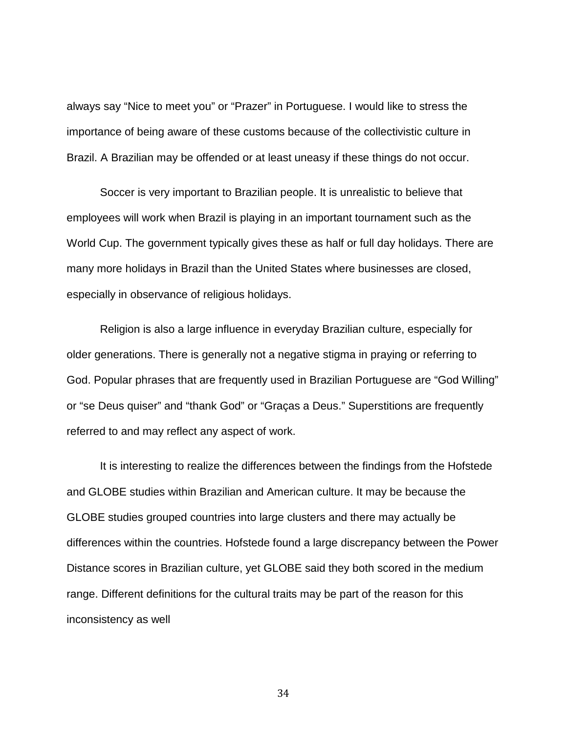always say "Nice to meet you" or "Prazer" in Portuguese. I would like to stress the importance of being aware of these customs because of the collectivistic culture in Brazil. A Brazilian may be offended or at least uneasy if these things do not occur.

Soccer is very important to Brazilian people. It is unrealistic to believe that employees will work when Brazil is playing in an important tournament such as the World Cup. The government typically gives these as half or full day holidays. There are many more holidays in Brazil than the United States where businesses are closed, especially in observance of religious holidays.

Religion is also a large influence in everyday Brazilian culture, especially for older generations. There is generally not a negative stigma in praying or referring to God. Popular phrases that are frequently used in Brazilian Portuguese are "God Willing" or "se Deus quiser" and "thank God" or "Graças a Deus." Superstitions are frequently referred to and may reflect any aspect of work.

It is interesting to realize the differences between the findings from the Hofstede and GLOBE studies within Brazilian and American culture. It may be because the GLOBE studies grouped countries into large clusters and there may actually be differences within the countries. Hofstede found a large discrepancy between the Power Distance scores in Brazilian culture, yet GLOBE said they both scored in the medium range. Different definitions for the cultural traits may be part of the reason for this inconsistency as well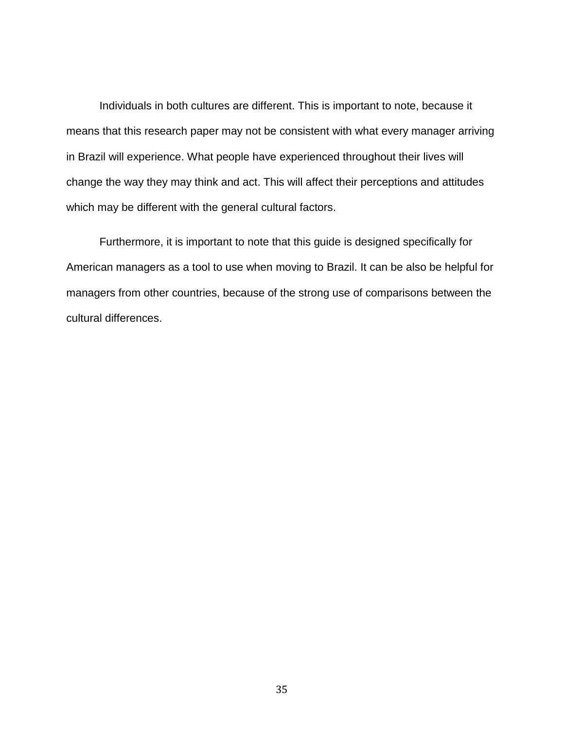Individuals in both cultures are different. This is important to note, because it means that this research paper may not be consistent with what every manager arriving in Brazil will experience. What people have experienced throughout their lives will change the way they may think and act. This will affect their perceptions and attitudes which may be different with the general cultural factors.

Furthermore, it is important to note that this guide is designed specifically for American managers as a tool to use when moving to Brazil. It can be also be helpful for managers from other countries, because of the strong use of comparisons between the cultural differences.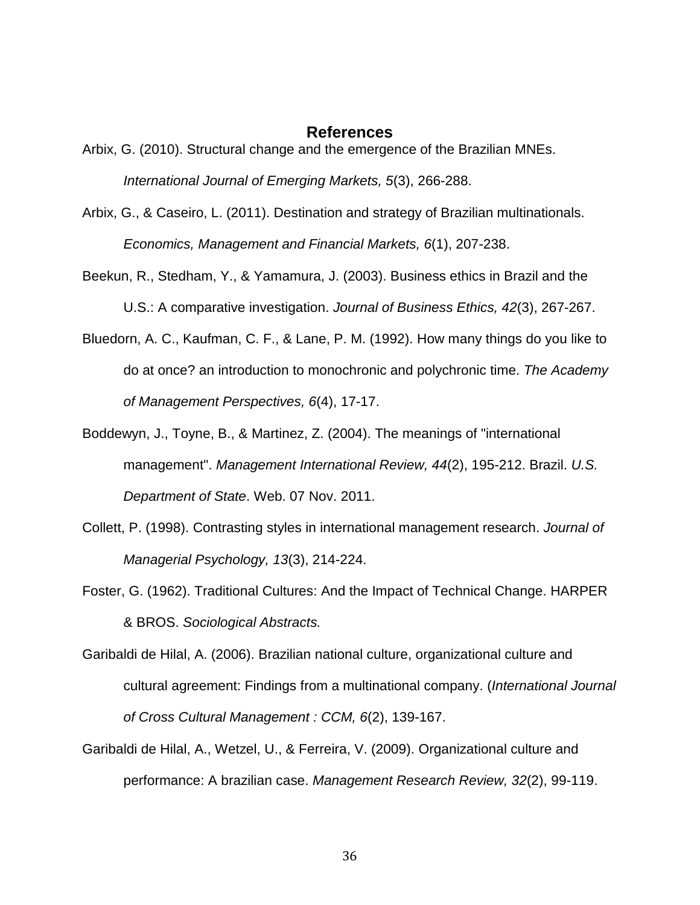## References

Arbix, G. (2010). Structural change and the emergence of the Brazilian MNEs. *International Journal of Emerging Markets, 5*(3), 266-288.

Arbix, G., & Caseiro, L. (2011). Destination and strategy of Brazilian multinationals. *Economics, Management and Financial Markets, 6*(1), 207-238.

Beekun, R., Stedham, Y., & Yamamura, J. (2003). Business ethics in Brazil and the U.S.: A comparative investigation. *Journal of Business Ethics, 42*(3), 267-267.

Bluedorn, A. C., Kaufman, C. F., & Lane, P. M. (1992). How many things do you like to do at once? an introduction to monochronic and polychronic time. *The Academy of Management Perspectives, 6*(4), 17-17.

Boddewyn, J., Toyne, B., & Martinez, Z. (2004). The meanings of "international management". *Management International Review, 44*(2), 195-212. Brazil. *U.S. Department of State*. Web. 07 Nov. 2011.

Collett, P. (1998). Contrasting styles in international management research. *Journal of Managerial Psychology, 13*(3), 214-224.

Foster, G. (1962). Traditional Cultures: And the Impact of Technical Change. HARPER & BROS. *Sociological Abstracts.*

Garibaldi de Hilal, A. (2006). Brazilian national culture, organizational culture and cultural agreement: Findings from a multinational company. (*International Journal of Cross Cultural Management : CCM, 6*(2), 139-167.

Garibaldi de Hilal, A., Wetzel, U., & Ferreira, V. (2009). Organizational culture and performance: A brazilian case. *Management Research Review, 32*(2), 99-119.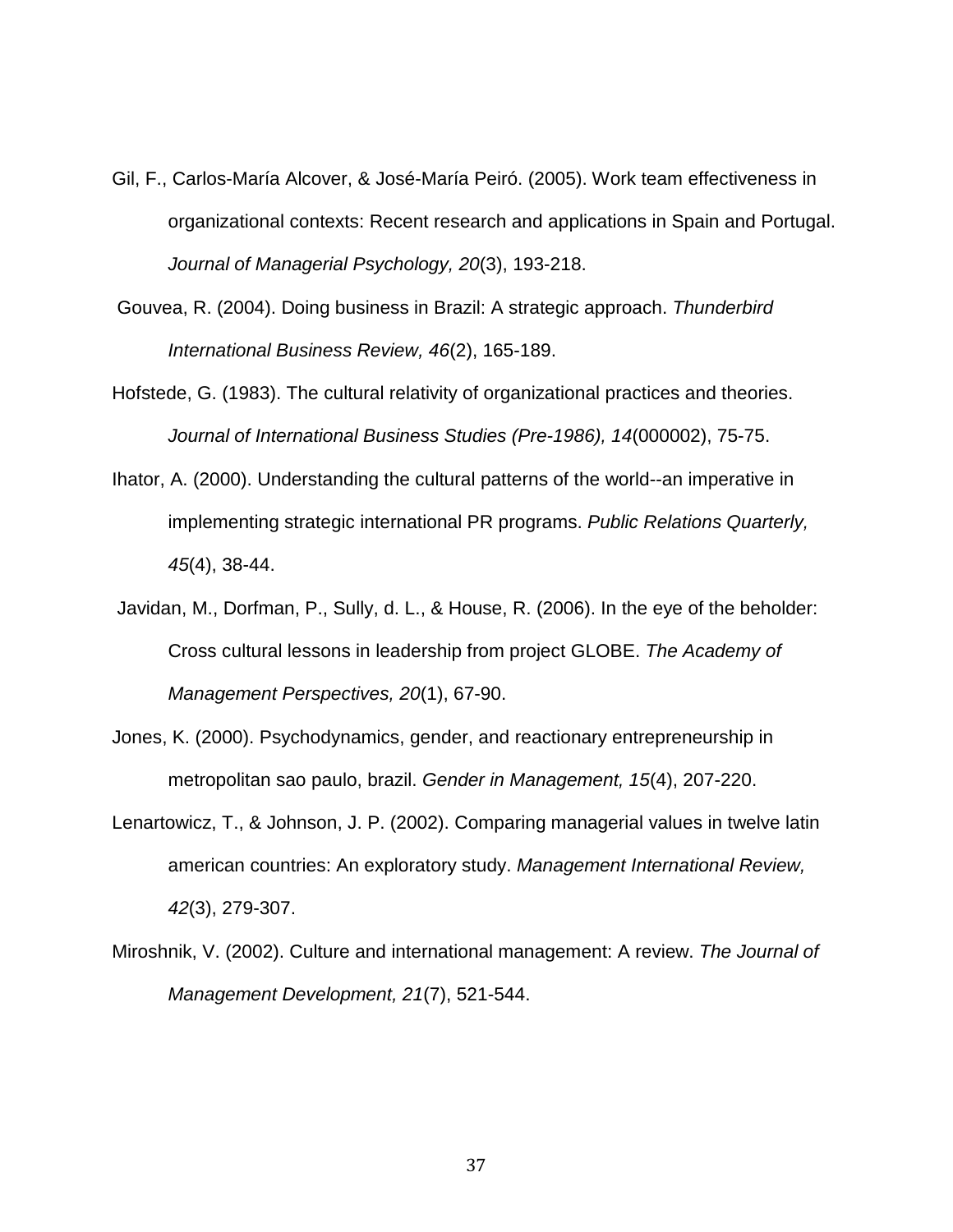Gil, F., Carlos-María Alcover, & José-María Peiró. (2005). Work team effectiveness in organizational contexts: Recent research and applications in Spain and Portugal. *Journal of Managerial Psychology, 20*(3), 193-218.

Gouvea, R. (2004). Doing business in Brazil: A strategic approach. *Thunderbird International Business Review, 46*(2), 165-189.

Hofstede, G. (1983). The cultural relativity of organizational practices and theories. *Journal of International Business Studies (Pre-1986), 14*(000002), 75-75.

Ihator, A. (2000). Understanding the cultural patterns of the world--an imperative in implementing strategic international PR programs. *Public Relations Quarterly, 45*(4), 38-44.

Javidan, M., Dorfman, P., Sully, d. L., & House, R. (2006). In the eye of the beholder: Cross cultural lessons in leadership from project GLOBE. *The Academy of Management Perspectives, 20*(1), 67-90.

Jones, K. (2000). Psychodynamics, gender, and reactionary entrepreneurship in metropolitan sao paulo, brazil. *Gender in Management, 15*(4), 207-220.

Lenartowicz, T., & Johnson, J. P. (2002). Comparing managerial values in twelve latin american countries: An exploratory study. *Management International Review, 42*(3), 279-307.

Miroshnik, V. (2002). Culture and international management: A review. *The Journal of Management Development, 21*(7), 521-544.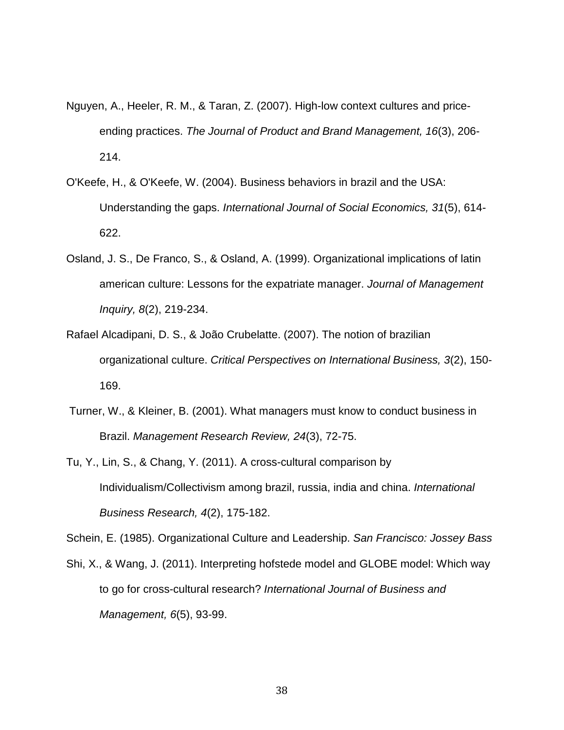Nguyen, A., Heeler, R. M., & Taran, Z. (2007). High-low context cultures and price-ending practices. *The Journal of Product and Brand Management, 16*(3), 206-214.

O'Keefe, H., & O'Keefe, W. (2004). Business behaviors in brazil and the USA: Understanding the gaps. *International Journal of Social Economics, 31*(5), 614-622.

Osland, J. S., De Franco, S., & Osland, A. (1999). Organizational implications of latin american culture: Lessons for the expatriate manager. *Journal of Management Inquiry, 8*(2), 219-234.

Rafael Alcadipani, D. S., & João Crubelatte. (2007). The notion of brazilian organizational culture. *Critical Perspectives on International Business, 3*(2), 150-169.

Turner, W., & Kleiner, B. (2001). What managers must know to conduct business in Brazil. *Management Research Review, 24*(3), 72-75.

Tu, Y., Lin, S., & Chang, Y. (2011). A cross-cultural comparison by Individualism/Collectivism among brazil, russia, india and china. *International Business Research, 4*(2), 175-182.

Schein, E. (1985). Organizational Culture and Leadership. *San Francisco: Jossey Bass*

Shi, X., & Wang, J. (2011). Interpreting hofstede model and GLOBE model: Which way to go for cross-cultural research? *International Journal of Business and Management, 6*(5), 93-99.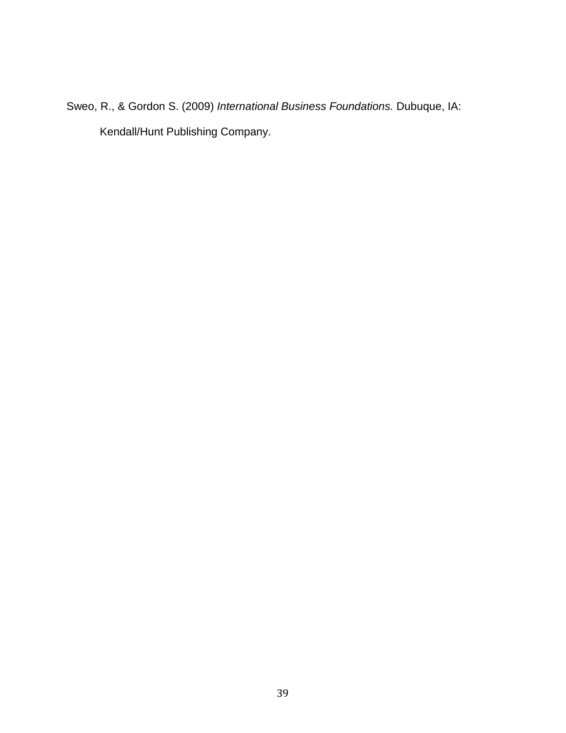Sweo, R., & Gordon S. (2009) *International Business Foundations.* Dubuque, IA: Kendall/Hunt Publishing Company.